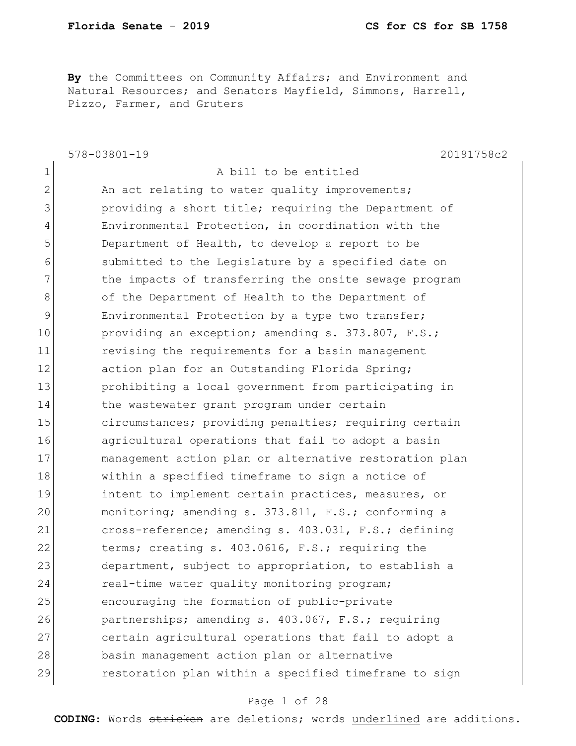**By** the Committees on Community Affairs; and Environment and Natural Resources; and Senators Mayfield, Simmons, Harrell, Pizzo, Farmer, and Gruters

578-03801-19 20191758c2

1 A bill to be entitled
2 An act relating to water quality improvements;
3 providing a short title; requiring the Department of
4 Environmental Protection, in coordination with the
5 Department of Health, to develop a report to be
6 submitted to the Legislature by a specified date on
7 the impacts of transferring the onsite sewage program
8 of the Department of Health to the Department of
9 Environmental Protection by a type two transfer;
10 providing an exception; amending s. 373.807, F.S.;
11 revising the requirements for a basin management
12 action plan for an Outstanding Florida Spring;
13 prohibiting a local government from participating in
14 the wastewater grant program under certain
15 circumstances; providing penalties; requiring certain
16 agricultural operations that fail to adopt a basin
17 management action plan or alternative restoration plan
18 within a specified timeframe to sign a notice of
19 intent to implement certain practices, measures, or
20 monitoring; amending s. 373.811, F.S.; conforming a
21 cross-reference; amending s. 403.031, F.S.; defining
22 terms; creating s. 403.0616, F.S.; requiring the
23 department, subject to appropriation, to establish a
24 real-time water quality monitoring program;
25 encouraging the formation of public-private
26 partnerships; amending s. 403.067, F.S.; requiring
27 certain agricultural operations that fail to adopt a
28 basin management action plan or alternative
29 restoration plan within a specified timeframe to sign

**CODING:** Words ~~stricken~~ are deletions; words <u>underlined</u> are additions.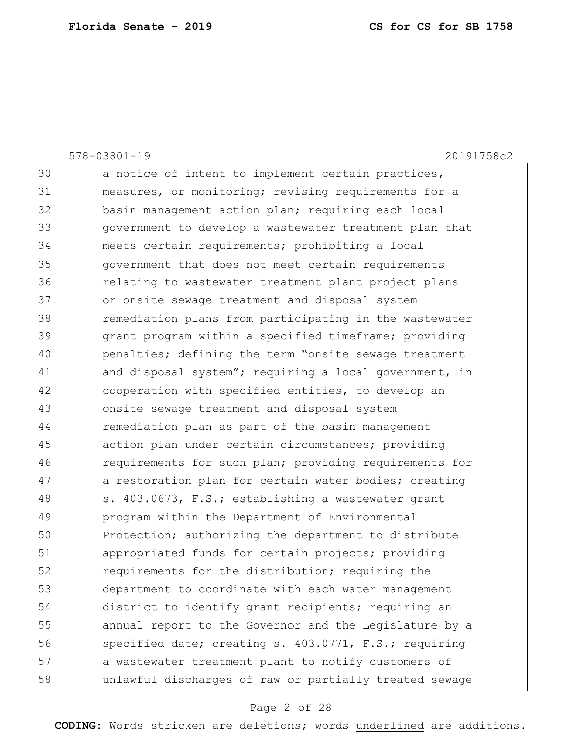a notice of intent to implement certain practices, measures, or monitoring; revising requirements for a basin management action plan; requiring each local government to develop a wastewater treatment plan that meets certain requirements; prohibiting a local government that does not meet certain requirements relating to wastewater treatment plant project plans or onsite sewage treatment and disposal system remediation plans from participating in the wastewater grant program within a specified timeframe; providing penalties; defining the term "onsite sewage treatment and disposal system"; requiring a local government, in cooperation with specified entities, to develop an onsite sewage treatment and disposal system remediation plan as part of the basin management action plan under certain circumstances; providing requirements for such plan; providing requirements for a restoration plan for certain water bodies; creating s. 403.0673, F.S.; establishing a wastewater grant program within the Department of Environmental Protection; authorizing the department to distribute appropriated funds for certain projects; providing requirements for the distribution; requiring the department to coordinate with each water management district to identify grant recipients; requiring an annual report to the Governor and the Legislature by a specified date; creating s. 403.0771, F.S.; requiring a wastewater treatment plant to notify customers of unlawful discharges of raw or partially treated sewage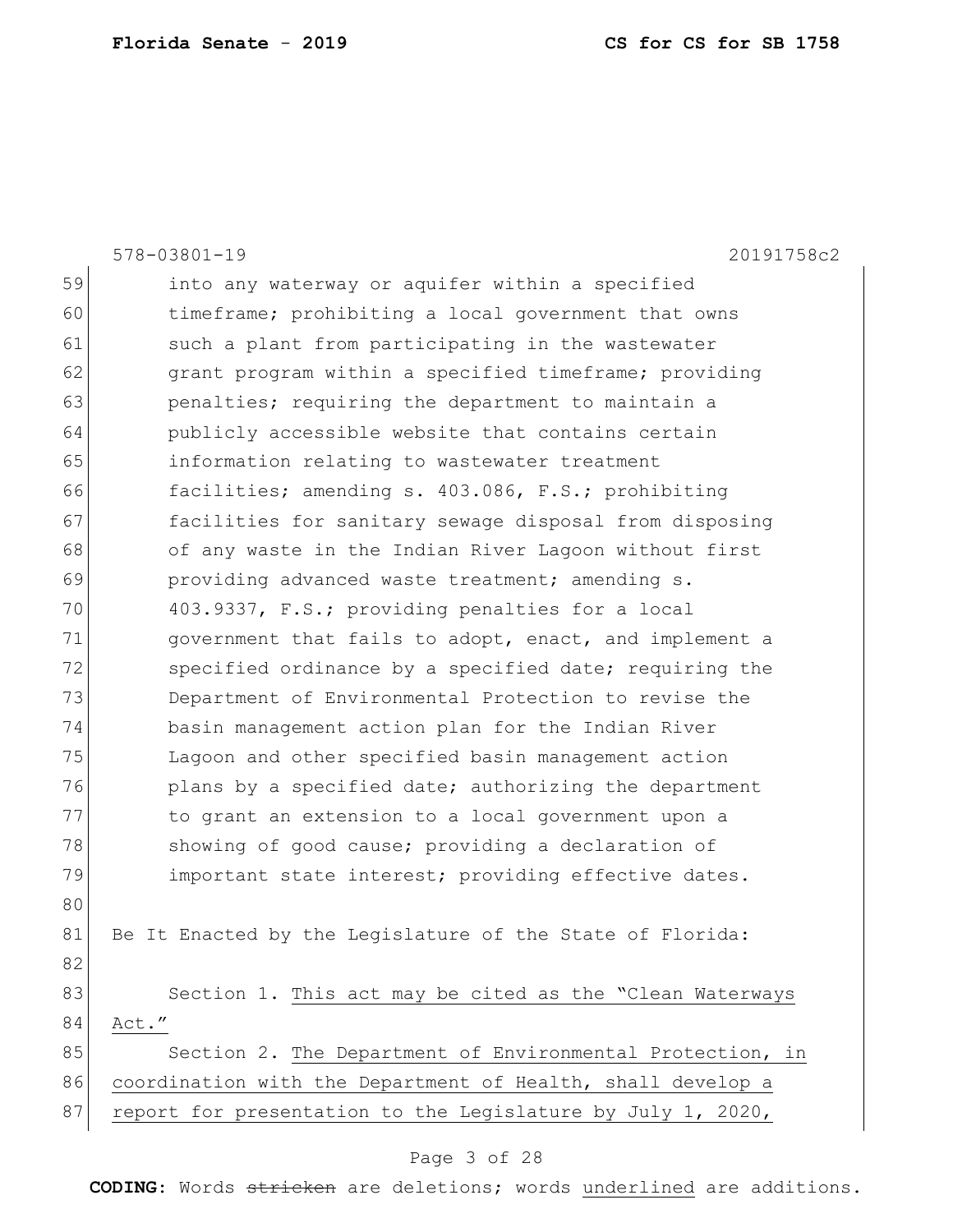into any waterway or aquifer within a specified timeframe; prohibiting a local government that owns such a plant from participating in the wastewater grant program within a specified timeframe; providing penalties; requiring the department to maintain a publicly accessible website that contains certain information relating to wastewater treatment facilities; amending s. 403.086, F.S.; prohibiting facilities for sanitary sewage disposal from disposing of any waste in the Indian River Lagoon without first providing advanced waste treatment; amending s. 403.9337, F.S.; providing penalties for a local government that fails to adopt, enact, and implement a specified ordinance by a specified date; requiring the Department of Environmental Protection to revise the basin management action plan for the Indian River Lagoon and other specified basin management action plans by a specified date; authorizing the department to grant an extension to a local government upon a showing of good cause; providing a declaration of important state interest; providing effective dates.

Be It Enacted by the Legislature of the State of Florida:

Section 1. This act may be cited as the "Clean Waterways Act."

Section 2. The Department of Environmental Protection, in coordination with the Department of Health, shall develop a report for presentation to the Legislature by July 1, 2020,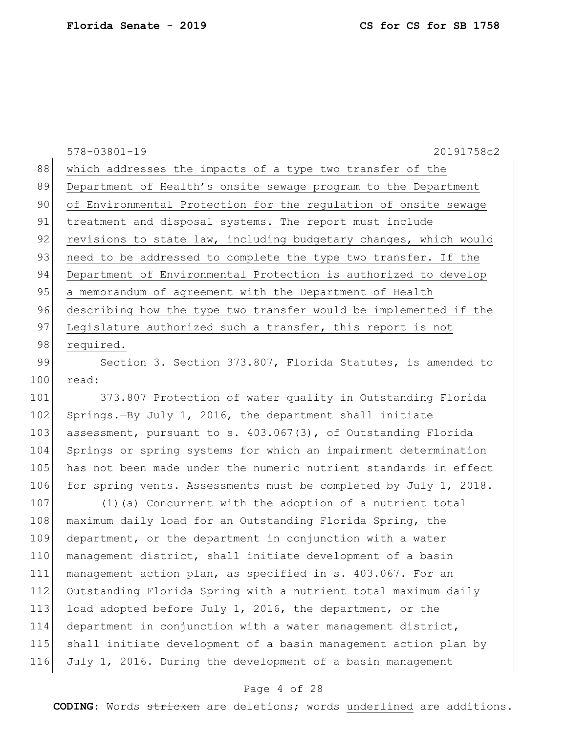which addresses the impacts of a type two transfer of the Department of Health's onsite sewage program to the Department of Environmental Protection for the regulation of onsite sewage treatment and disposal systems. The report must include revisions to state law, including budgetary changes, which would need to be addressed to complete the type two transfer. If the Department of Environmental Protection is authorized to develop a memorandum of agreement with the Department of Health describing how the type two transfer would be implemented if the Legislature authorized such a transfer, this report is not required.

Section 3. Section 373.807, Florida Statutes, is amended to read:

373.807 Protection of water quality in Outstanding Florida Springs.—By July 1, 2016, the department shall initiate assessment, pursuant to s. 403.067(3), of Outstanding Florida Springs or spring systems for which an impairment determination has not been made under the numeric nutrient standards in effect for spring vents. Assessments must be completed by July 1, 2018.

(1)(a) Concurrent with the adoption of a nutrient total maximum daily load for an Outstanding Florida Spring, the department, or the department in conjunction with a water management district, shall initiate development of a basin management action plan, as specified in s. 403.067. For an Outstanding Florida Spring with a nutrient total maximum daily load adopted before July 1, 2016, the department, or the department in conjunction with a water management district, shall initiate development of a basin management action plan by July 1, 2016. During the development of a basin management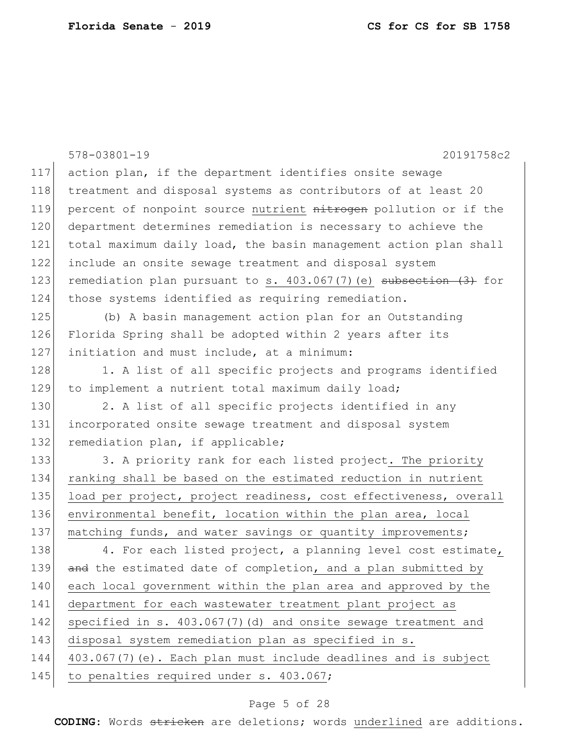action plan, if the department identifies onsite sewage treatment and disposal systems as contributors of at least 20 percent of nonpoint source nutrient ~~nitrogen~~ pollution or if the department determines remediation is necessary to achieve the total maximum daily load, the basin management action plan shall include an onsite sewage treatment and disposal system remediation plan pursuant to s. 403.067(7)(e) ~~subsection (3)~~ for those systems identified as requiring remediation.

(b) A basin management action plan for an Outstanding Florida Spring shall be adopted within 2 years after its initiation and must include, at a minimum:

1. A list of all specific projects and programs identified to implement a nutrient total maximum daily load;

2. A list of all specific projects identified in any incorporated onsite sewage treatment and disposal system remediation plan, if applicable;

3. A priority rank for each listed project. The priority ranking shall be based on the estimated reduction in nutrient load per project, project readiness, cost effectiveness, overall environmental benefit, location within the plan area, local matching funds, and water savings or quantity improvements;

4. For each listed project, a planning level cost estimate, ~~and~~ the estimated date of completion, and a plan submitted by each local government within the plan area and approved by the department for each wastewater treatment plant project as specified in s. 403.067(7)(d) and onsite sewage treatment and disposal system remediation plan as specified in s. 403.067(7)(e). Each plan must include deadlines and is subject to penalties required under s. 403.067;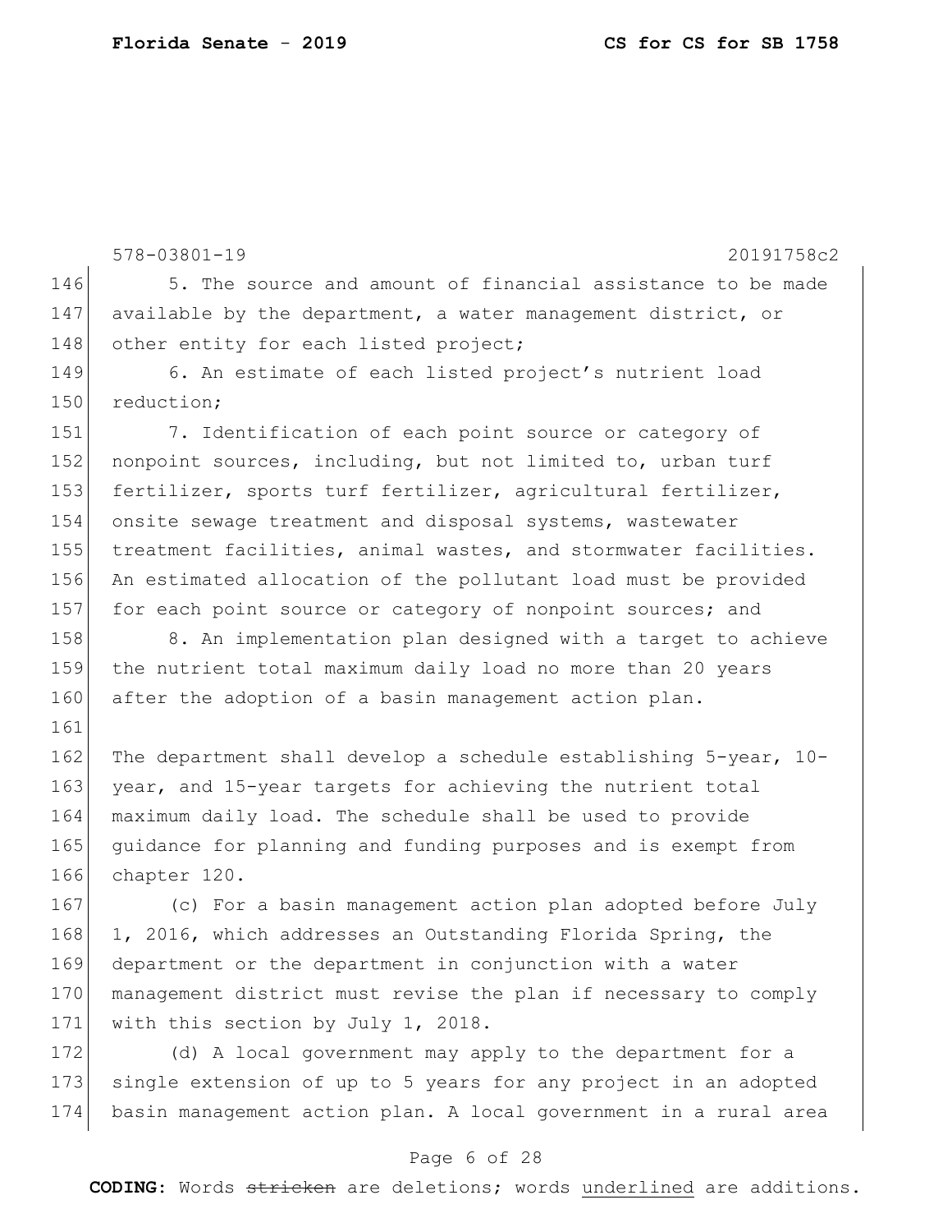5. The source and amount of financial assistance to be made available by the department, a water management district, or other entity for each listed project;

6. An estimate of each listed project's nutrient load reduction;

7. Identification of each point source or category of nonpoint sources, including, but not limited to, urban turf fertilizer, sports turf fertilizer, agricultural fertilizer, onsite sewage treatment and disposal systems, wastewater treatment facilities, animal wastes, and stormwater facilities. An estimated allocation of the pollutant load must be provided for each point source or category of nonpoint sources; and

8. An implementation plan designed with a target to achieve the nutrient total maximum daily load no more than 20 years after the adoption of a basin management action plan.

The department shall develop a schedule establishing 5-year, 10-year, and 15-year targets for achieving the nutrient total maximum daily load. The schedule shall be used to provide guidance for planning and funding purposes and is exempt from chapter 120.

(c) For a basin management action plan adopted before July 1, 2016, which addresses an Outstanding Florida Spring, the department or the department in conjunction with a water management district must revise the plan if necessary to comply with this section by July 1, 2018.

(d) A local government may apply to the department for a single extension of up to 5 years for any project in an adopted basin management action plan. A local government in a rural area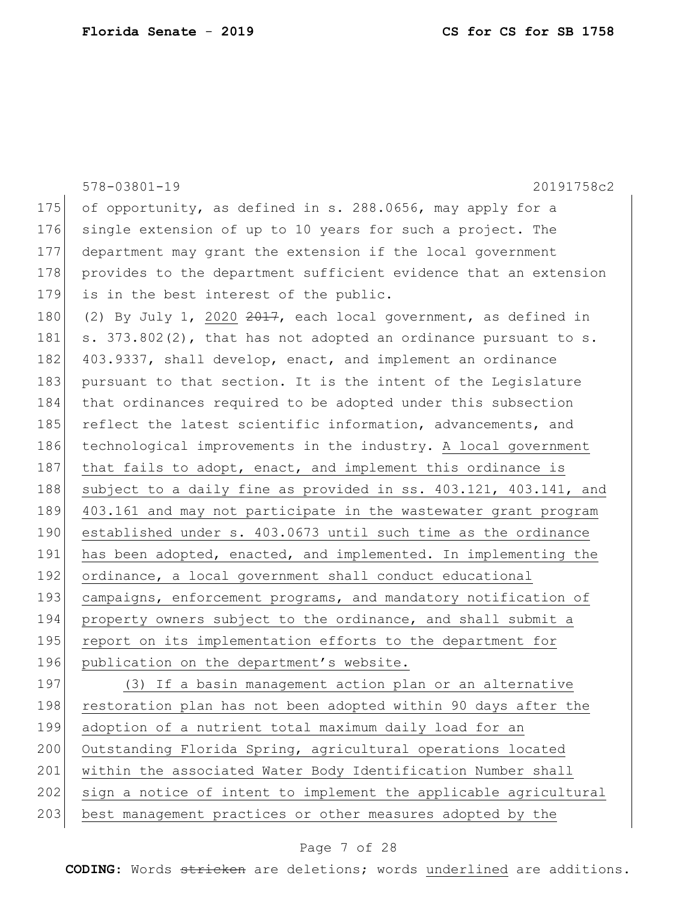578-03801-19 20191758c2

of opportunity, as defined in s. 288.0656, may apply for a single extension of up to 10 years for such a project. The department may grant the extension if the local government provides to the department sufficient evidence that an extension is in the best interest of the public.

(2) By July 1, <u>2020</u> ~~2017~~, each local government, as defined in s. 373.802(2), that has not adopted an ordinance pursuant to s. 403.9337, shall develop, enact, and implement an ordinance pursuant to that section. It is the intent of the Legislature that ordinances required to be adopted under this subsection reflect the latest scientific information, advancements, and technological improvements in the industry. <u>A local government that fails to adopt, enact, and implement this ordinance is subject to a daily fine as provided in ss. 403.121, 403.141, and 403.161 and may not participate in the wastewater grant program established under s. 403.0673 until such time as the ordinance has been adopted, enacted, and implemented. In implementing the ordinance, a local government shall conduct educational campaigns, enforcement programs, and mandatory notification of property owners subject to the ordinance, and shall submit a report on its implementation efforts to the department for publication on the department's website.</u>

<u>(3) If a basin management action plan or an alternative restoration plan has not been adopted within 90 days after the adoption of a nutrient total maximum daily load for an Outstanding Florida Spring, agricultural operations located within the associated Water Body Identification Number shall sign a notice of intent to implement the applicable agricultural best management practices or other measures adopted by the</u>

**CODING:** Words ~~stricken~~ are deletions; words <u>underlined</u> are additions.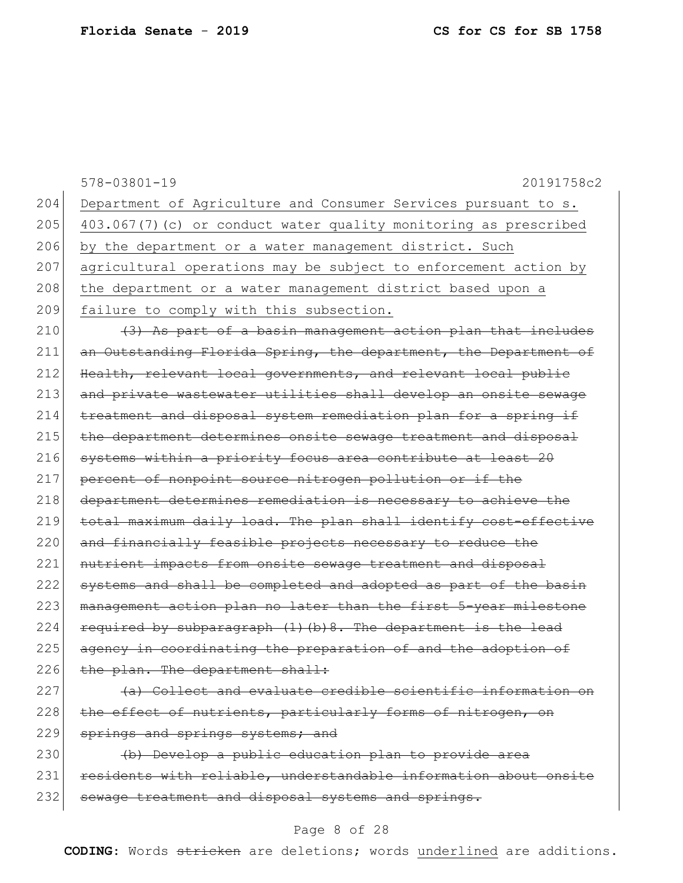Department of Agriculture and Consumer Services pursuant to s. 403.067(7)(c) or conduct water quality monitoring as prescribed by the department or a water management district. Such agricultural operations may be subject to enforcement action by the department or a water management district based upon a failure to comply with this subsection.

~~(3) As part of a basin management action plan that includes an Outstanding Florida Spring, the department, the Department of Health, relevant local governments, and relevant local public and private wastewater utilities shall develop an onsite sewage treatment and disposal system remediation plan for a spring if the department determines onsite sewage treatment and disposal systems within a priority focus area contribute at least 20 percent of nonpoint source nitrogen pollution or if the department determines remediation is necessary to achieve the total maximum daily load. The plan shall identify cost-effective and financially feasible projects necessary to reduce the nutrient impacts from onsite sewage treatment and disposal systems and shall be completed and adopted as part of the basin management action plan no later than the first 5-year milestone required by subparagraph (1)(b)8. The department is the lead agency in coordinating the preparation of and the adoption of the plan. The department shall:~~

~~(a) Collect and evaluate credible scientific information on the effect of nutrients, particularly forms of nitrogen, on springs and springs systems; and~~

~~(b) Develop a public education plan to provide area residents with reliable, understandable information about onsite sewage treatment and disposal systems and springs.~~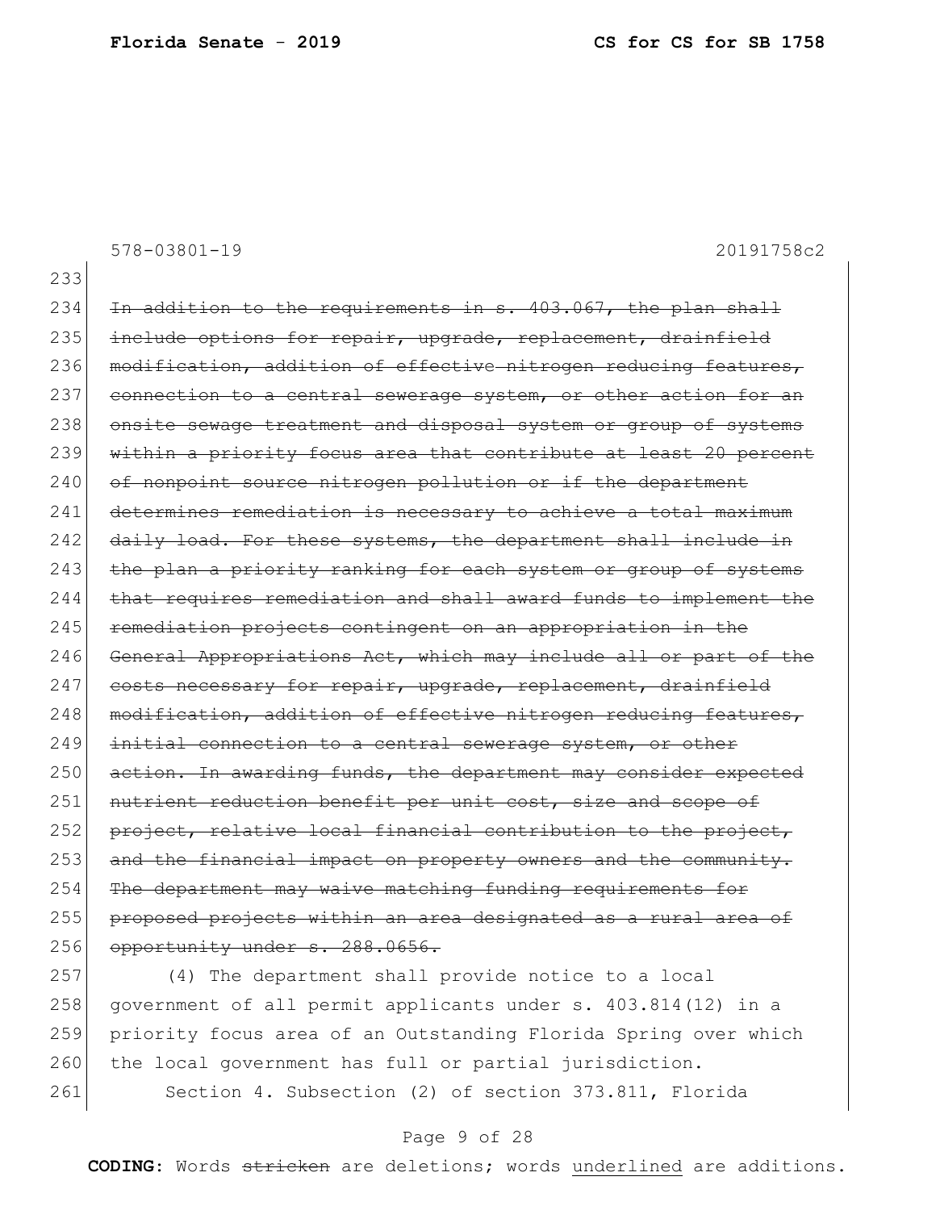~~In addition to the requirements in s. 403.067, the plan shall include options for repair, upgrade, replacement, drainfield modification, addition of effective nitrogen reducing features, connection to a central sewerage system, or other action for an onsite sewage treatment and disposal system or group of systems within a priority focus area that contribute at least 20 percent of nonpoint source nitrogen pollution or if the department determines remediation is necessary to achieve a total maximum daily load. For these systems, the department shall include in the plan a priority ranking for each system or group of systems that requires remediation and shall award funds to implement the remediation projects contingent on an appropriation in the General Appropriations Act, which may include all or part of the costs necessary for repair, upgrade, replacement, drainfield modification, addition of effective nitrogen reducing features, initial connection to a central sewerage system, or other action. In awarding funds, the department may consider expected nutrient reduction benefit per unit cost, size and scope of project, relative local financial contribution to the project, and the financial impact on property owners and the community. The department may waive matching funding requirements for proposed projects within an area designated as a rural area of opportunity under s. 288.0656.~~

(4) The department shall provide notice to a local government of all permit applicants under s. 403.814(12) in a priority focus area of an Outstanding Florida Spring over which the local government has full or partial jurisdiction.

Section 4. Subsection (2) of section 373.811, Florida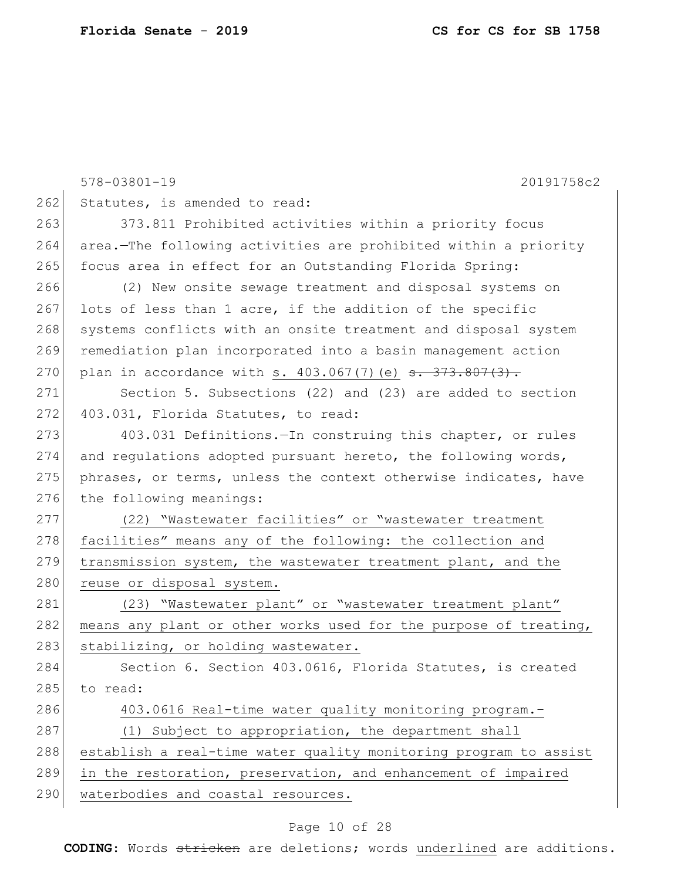Statutes, is amended to read:

373.811 Prohibited activities within a priority focus area.—The following activities are prohibited within a priority focus area in effect for an Outstanding Florida Spring:

(2) New onsite sewage treatment and disposal systems on lots of less than 1 acre, if the addition of the specific systems conflicts with an onsite treatment and disposal system remediation plan incorporated into a basin management action plan in accordance with s. 403.067(7)(e) ~~s. 373.807(3).~~

Section 5. Subsections (22) and (23) are added to section 403.031, Florida Statutes, to read:

403.031 Definitions.—In construing this chapter, or rules and regulations adopted pursuant hereto, the following words, phrases, or terms, unless the context otherwise indicates, have the following meanings:

(22) "Wastewater facilities" or "wastewater treatment facilities" means any of the following: the collection and transmission system, the wastewater treatment plant, and the reuse or disposal system.

(23) "Wastewater plant" or "wastewater treatment plant" means any plant or other works used for the purpose of treating, stabilizing, or holding wastewater.

Section 6. Section 403.0616, Florida Statutes, is created to read:

403.0616 Real-time water quality monitoring program.—

(1) Subject to appropriation, the department shall establish a real-time water quality monitoring program to assist in the restoration, preservation, and enhancement of impaired waterbodies and coastal resources.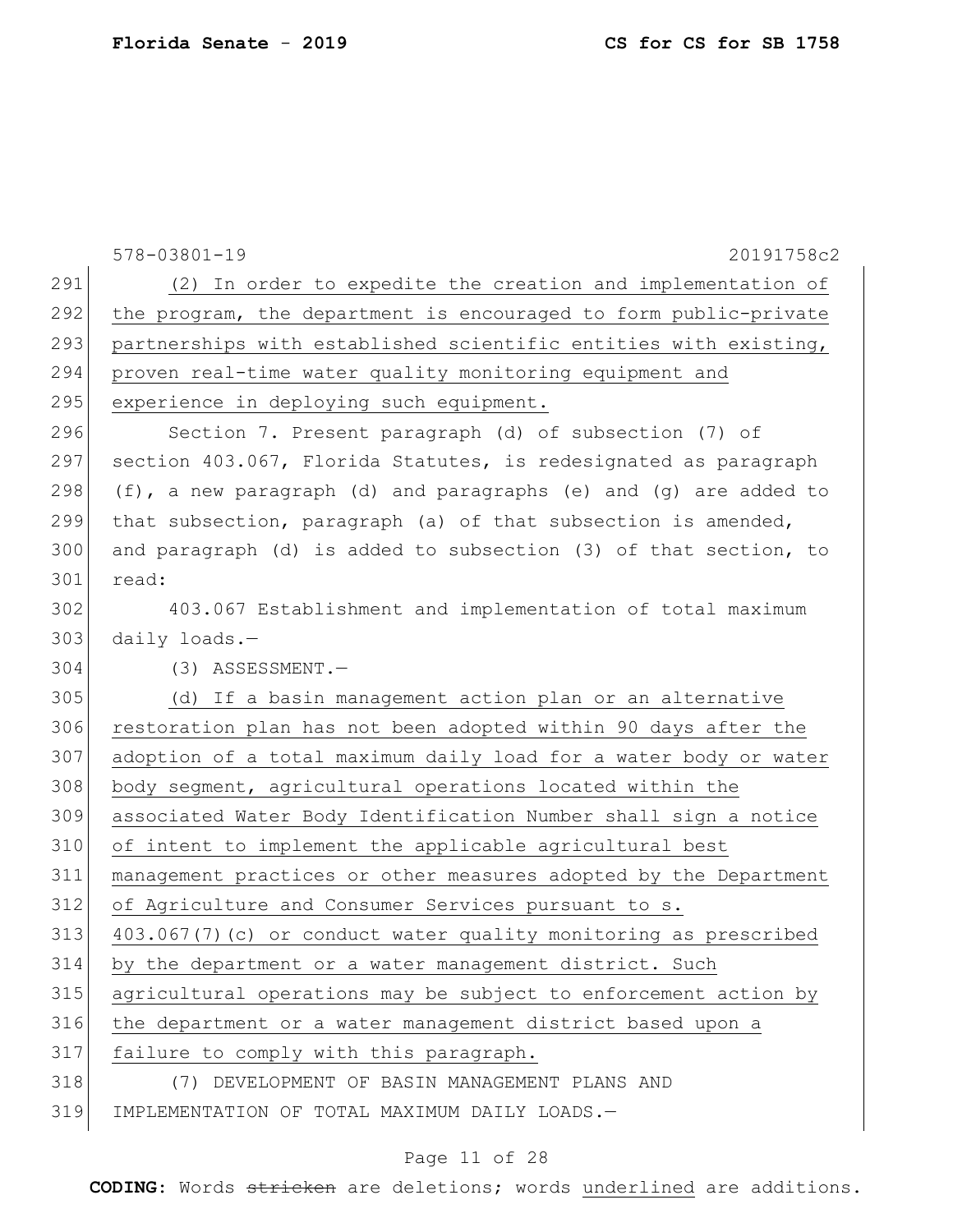(2) In order to expedite the creation and implementation of the program, the department is encouraged to form public-private partnerships with established scientific entities with existing, proven real-time water quality monitoring equipment and experience in deploying such equipment.

Section 7. Present paragraph (d) of subsection (7) of section 403.067, Florida Statutes, is redesignated as paragraph (f), a new paragraph (d) and paragraphs (e) and (g) are added to that subsection, paragraph (a) of that subsection is amended, and paragraph (d) is added to subsection (3) of that section, to read:

403.067 Establishment and implementation of total maximum daily loads.—

(3) ASSESSMENT.—

(d) If a basin management action plan or an alternative restoration plan has not been adopted within 90 days after the adoption of a total maximum daily load for a water body or water body segment, agricultural operations located within the associated Water Body Identification Number shall sign a notice of intent to implement the applicable agricultural best management practices or other measures adopted by the Department of Agriculture and Consumer Services pursuant to s. 403.067(7)(c) or conduct water quality monitoring as prescribed by the department or a water management district. Such agricultural operations may be subject to enforcement action by the department or a water management district based upon a failure to comply with this paragraph.

(7) DEVELOPMENT OF BASIN MANAGEMENT PLANS AND IMPLEMENTATION OF TOTAL MAXIMUM DAILY LOADS.—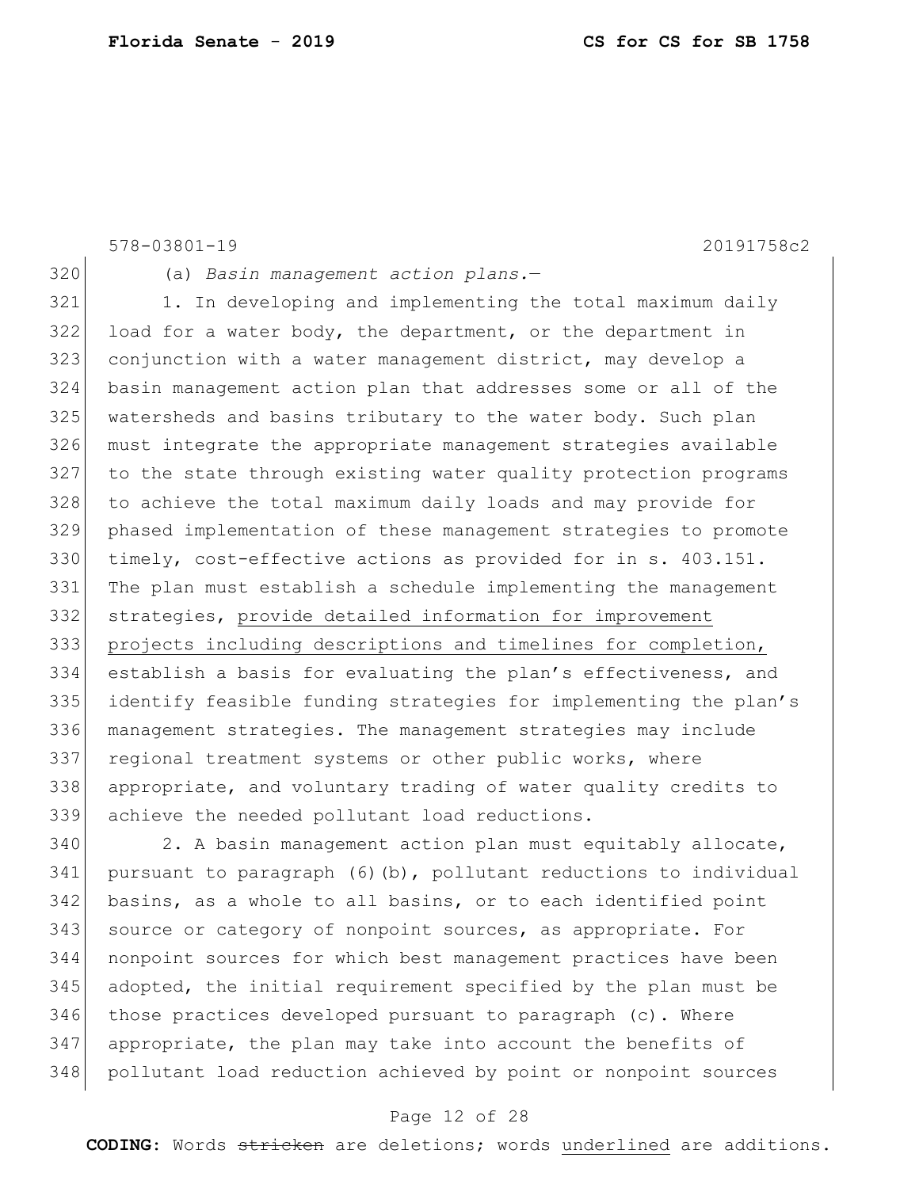(a) *Basin management action plans.*—

1. In developing and implementing the total maximum daily load for a water body, the department, or the department in conjunction with a water management district, may develop a basin management action plan that addresses some or all of the watersheds and basins tributary to the water body. Such plan must integrate the appropriate management strategies available to the state through existing water quality protection programs to achieve the total maximum daily loads and may provide for phased implementation of these management strategies to promote timely, cost-effective actions as provided for in s. 403.151. The plan must establish a schedule implementing the management strategies, <u>provide detailed information for improvement projects including descriptions and timelines for completion,</u> establish a basis for evaluating the plan's effectiveness, and identify feasible funding strategies for implementing the plan's management strategies. The management strategies may include regional treatment systems or other public works, where appropriate, and voluntary trading of water quality credits to achieve the needed pollutant load reductions.

2. A basin management action plan must equitably allocate, pursuant to paragraph (6)(b), pollutant reductions to individual basins, as a whole to all basins, or to each identified point source or category of nonpoint sources, as appropriate. For nonpoint sources for which best management practices have been adopted, the initial requirement specified by the plan must be those practices developed pursuant to paragraph (c). Where appropriate, the plan may take into account the benefits of pollutant load reduction achieved by point or nonpoint sources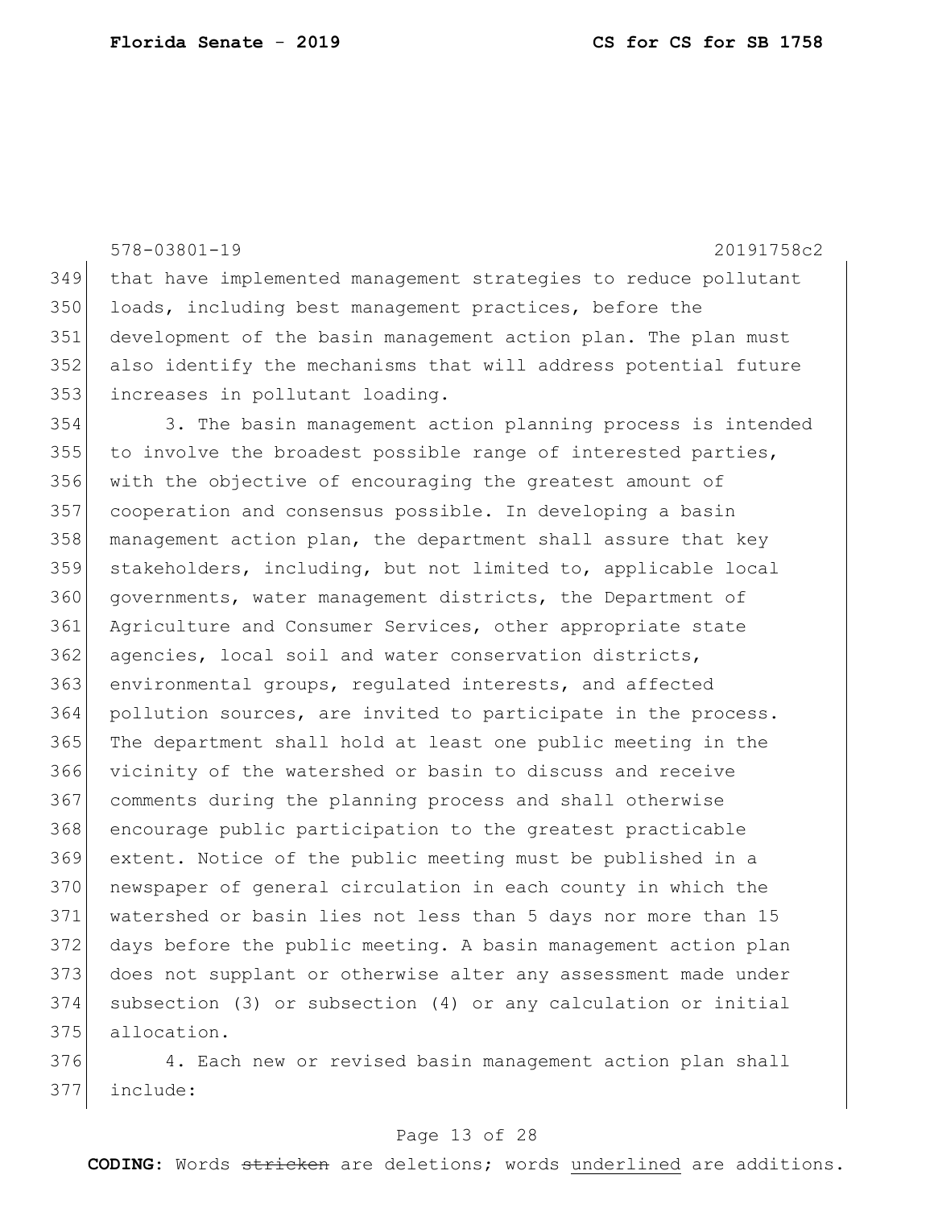that have implemented management strategies to reduce pollutant loads, including best management practices, before the development of the basin management action plan. The plan must also identify the mechanisms that will address potential future increases in pollutant loading.

3. The basin management action planning process is intended to involve the broadest possible range of interested parties, with the objective of encouraging the greatest amount of cooperation and consensus possible. In developing a basin management action plan, the department shall assure that key stakeholders, including, but not limited to, applicable local governments, water management districts, the Department of Agriculture and Consumer Services, other appropriate state agencies, local soil and water conservation districts, environmental groups, regulated interests, and affected pollution sources, are invited to participate in the process. The department shall hold at least one public meeting in the vicinity of the watershed or basin to discuss and receive comments during the planning process and shall otherwise encourage public participation to the greatest practicable extent. Notice of the public meeting must be published in a newspaper of general circulation in each county in which the watershed or basin lies not less than 5 days nor more than 15 days before the public meeting. A basin management action plan does not supplant or otherwise alter any assessment made under subsection (3) or subsection (4) or any calculation or initial allocation.

4. Each new or revised basin management action plan shall include: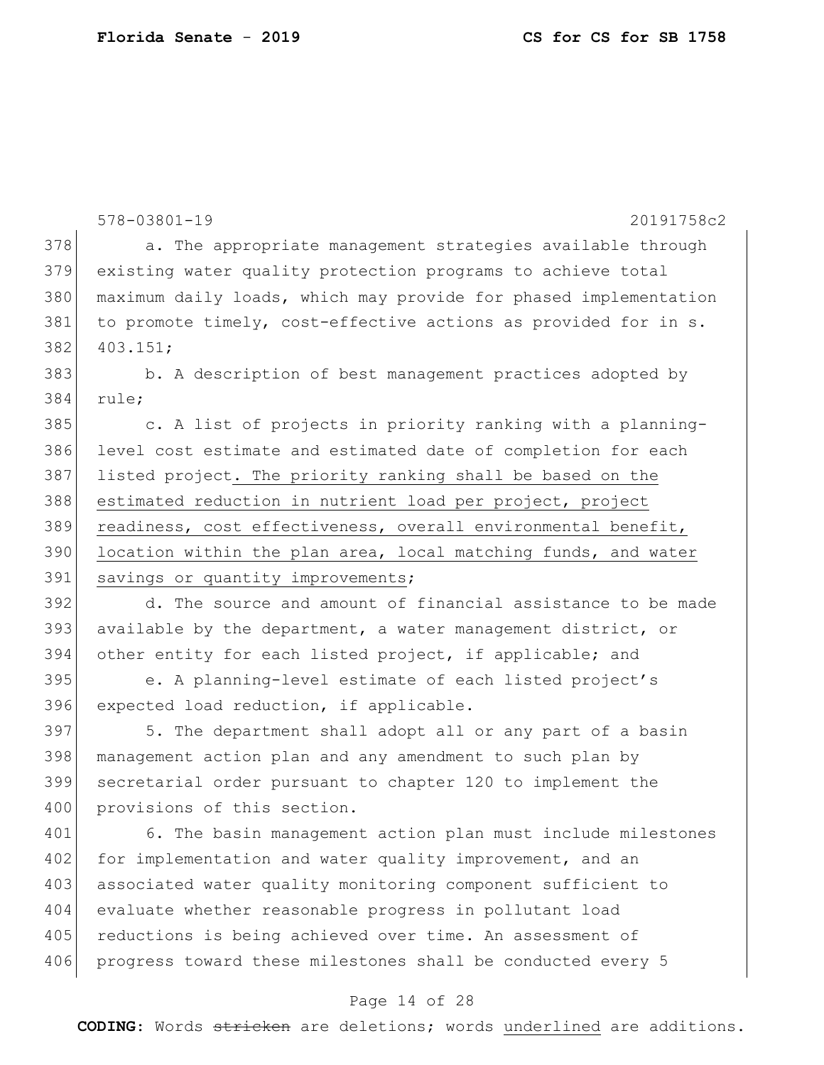a. The appropriate management strategies available through existing water quality protection programs to achieve total maximum daily loads, which may provide for phased implementation to promote timely, cost-effective actions as provided for in s. 403.151;

b. A description of best management practices adopted by rule;

c. A list of projects in priority ranking with a planning-level cost estimate and estimated date of completion for each listed project<u>. The priority ranking shall be based on the estimated reduction in nutrient load per project, project readiness, cost effectiveness, overall environmental benefit, location within the plan area, local matching funds, and water savings or quantity improvements</u>;

d. The source and amount of financial assistance to be made available by the department, a water management district, or other entity for each listed project, if applicable; and

e. A planning-level estimate of each listed project's expected load reduction, if applicable.

5. The department shall adopt all or any part of a basin management action plan and any amendment to such plan by secretarial order pursuant to chapter 120 to implement the provisions of this section.

6. The basin management action plan must include milestones for implementation and water quality improvement, and an associated water quality monitoring component sufficient to evaluate whether reasonable progress in pollutant load reductions is being achieved over time. An assessment of progress toward these milestones shall be conducted every 5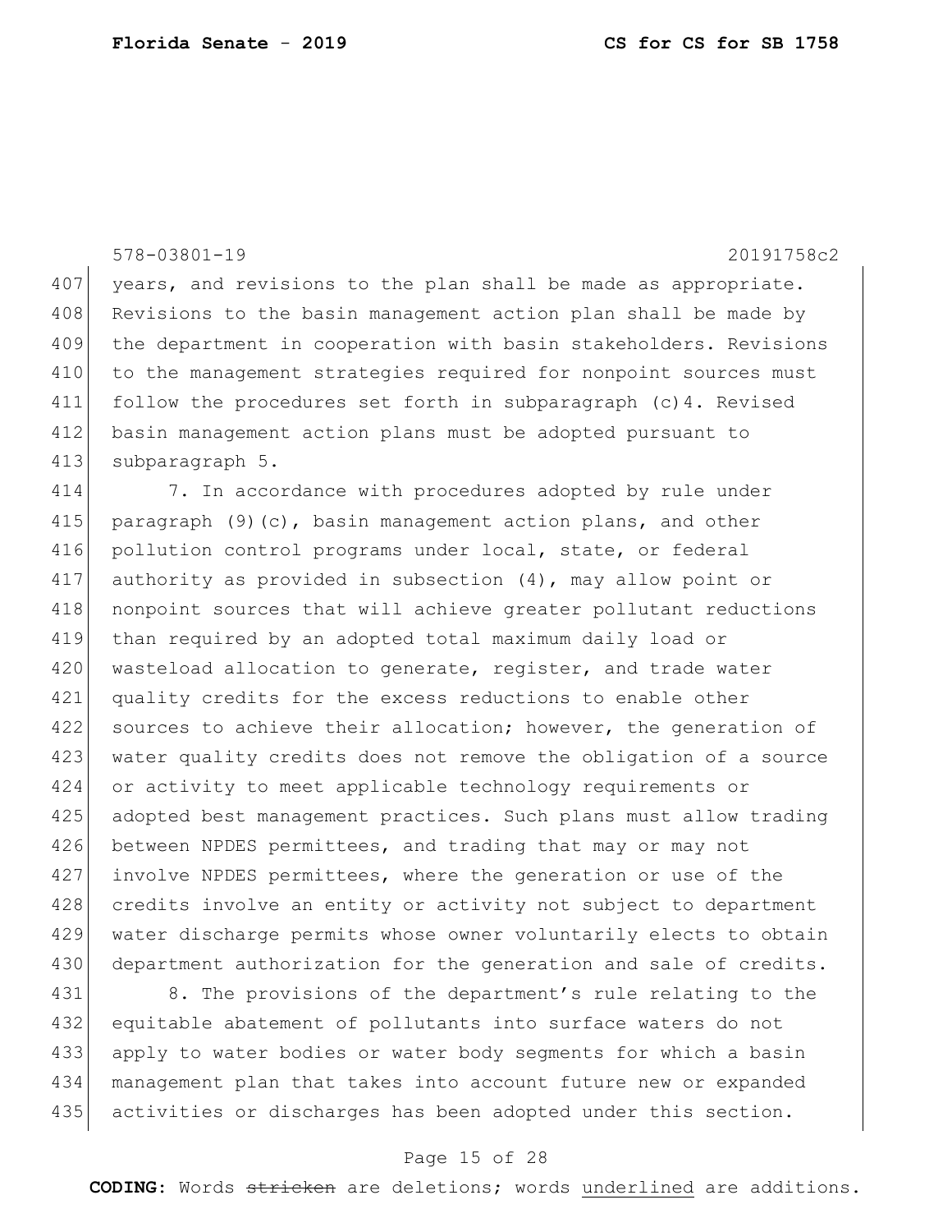years, and revisions to the plan shall be made as appropriate. Revisions to the basin management action plan shall be made by the department in cooperation with basin stakeholders. Revisions to the management strategies required for nonpoint sources must follow the procedures set forth in subparagraph (c)4. Revised basin management action plans must be adopted pursuant to subparagraph 5.

7. In accordance with procedures adopted by rule under paragraph (9)(c), basin management action plans, and other pollution control programs under local, state, or federal authority as provided in subsection (4), may allow point or nonpoint sources that will achieve greater pollutant reductions than required by an adopted total maximum daily load or wasteload allocation to generate, register, and trade water quality credits for the excess reductions to enable other sources to achieve their allocation; however, the generation of water quality credits does not remove the obligation of a source or activity to meet applicable technology requirements or adopted best management practices. Such plans must allow trading between NPDES permittees, and trading that may or may not involve NPDES permittees, where the generation or use of the credits involve an entity or activity not subject to department water discharge permits whose owner voluntarily elects to obtain department authorization for the generation and sale of credits.

8. The provisions of the department's rule relating to the equitable abatement of pollutants into surface waters do not apply to water bodies or water body segments for which a basin management plan that takes into account future new or expanded activities or discharges has been adopted under this section.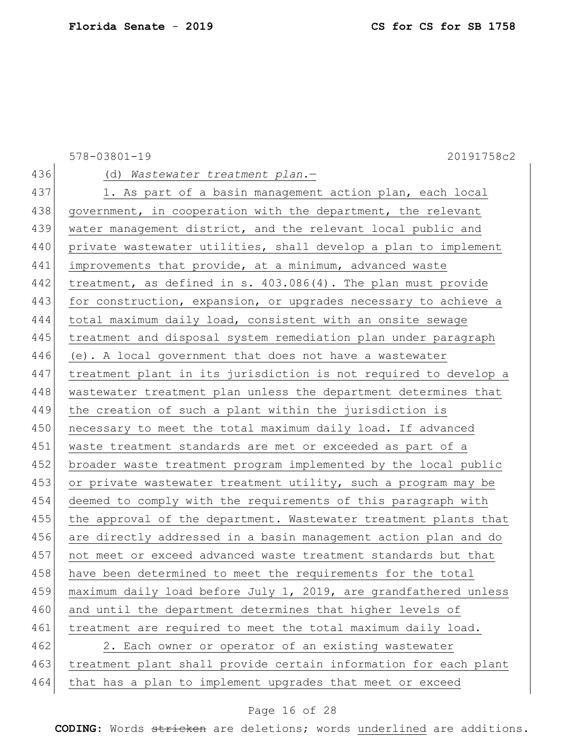(d) *Wastewater treatment plan.*—

1. As part of a basin management action plan, each local government, in cooperation with the department, the relevant water management district, and the relevant local public and private wastewater utilities, shall develop a plan to implement improvements that provide, at a minimum, advanced waste treatment, as defined in s. 403.086(4). The plan must provide for construction, expansion, or upgrades necessary to achieve a total maximum daily load, consistent with an onsite sewage treatment and disposal system remediation plan under paragraph (e). A local government that does not have a wastewater treatment plant in its jurisdiction is not required to develop a wastewater treatment plan unless the department determines that the creation of such a plant within the jurisdiction is necessary to meet the total maximum daily load. If advanced waste treatment standards are met or exceeded as part of a broader waste treatment program implemented by the local public or private wastewater treatment utility, such a program may be deemed to comply with the requirements of this paragraph with the approval of the department. Wastewater treatment plants that are directly addressed in a basin management action plan and do not meet or exceed advanced waste treatment standards but that have been determined to meet the requirements for the total maximum daily load before July 1, 2019, are grandfathered unless and until the department determines that higher levels of treatment are required to meet the total maximum daily load.

2. Each owner or operator of an existing wastewater treatment plant shall provide certain information for each plant that has a plan to implement upgrades that meet or exceed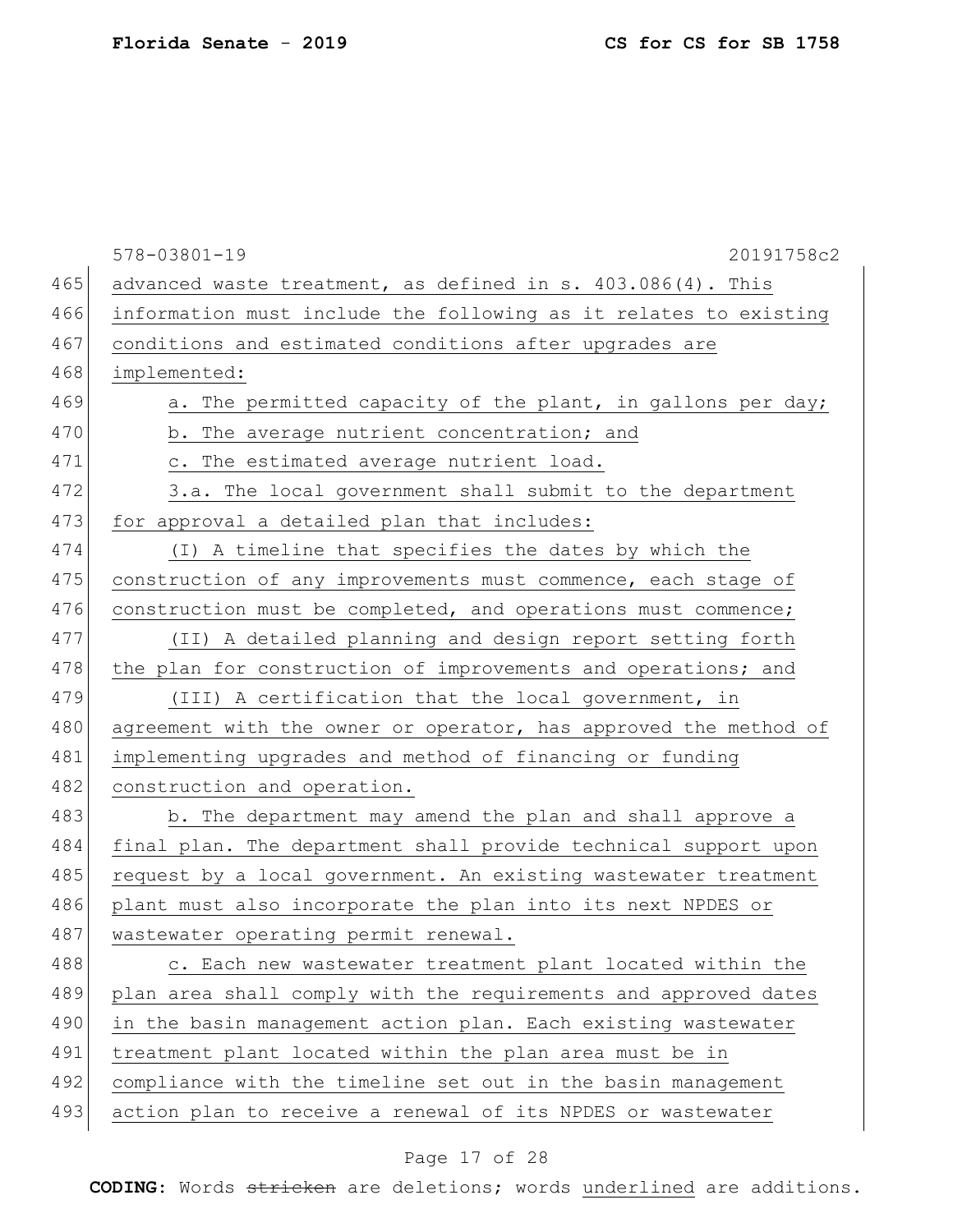advanced waste treatment, as defined in s. 403.086(4). This information must include the following as it relates to existing conditions and estimated conditions after upgrades are implemented:

a. The permitted capacity of the plant, in gallons per day;

b. The average nutrient concentration; and

c. The estimated average nutrient load.

3.a. The local government shall submit to the department for approval a detailed plan that includes:

(I) A timeline that specifies the dates by which the construction of any improvements must commence, each stage of construction must be completed, and operations must commence;

(II) A detailed planning and design report setting forth the plan for construction of improvements and operations; and

(III) A certification that the local government, in agreement with the owner or operator, has approved the method of implementing upgrades and method of financing or funding construction and operation.

b. The department may amend the plan and shall approve a final plan. The department shall provide technical support upon request by a local government. An existing wastewater treatment plant must also incorporate the plan into its next NPDES or wastewater operating permit renewal.

c. Each new wastewater treatment plant located within the plan area shall comply with the requirements and approved dates in the basin management action plan. Each existing wastewater treatment plant located within the plan area must be in compliance with the timeline set out in the basin management action plan to receive a renewal of its NPDES or wastewater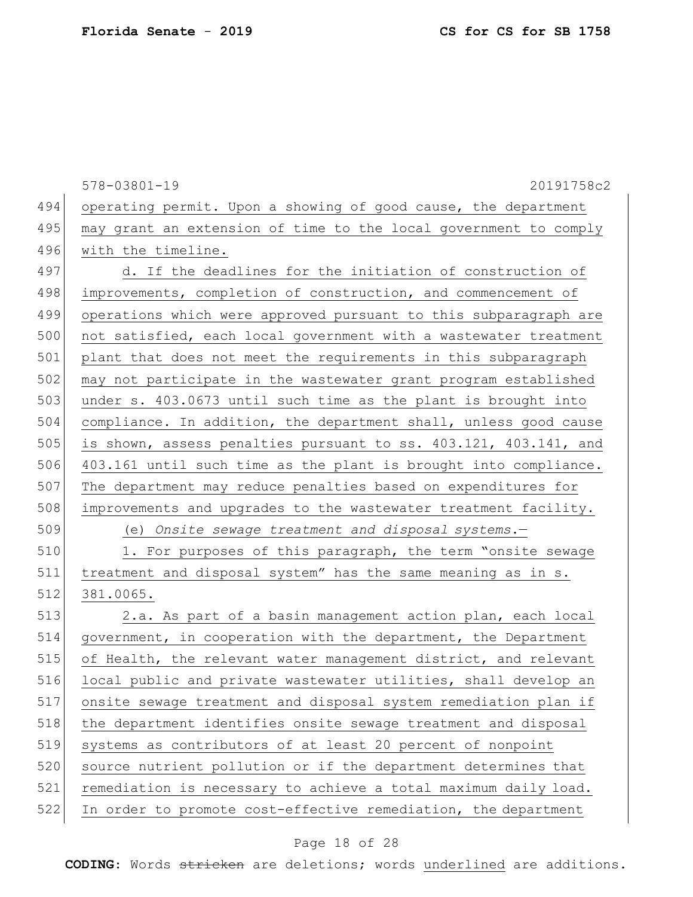operating permit. Upon a showing of good cause, the department may grant an extension of time to the local government to comply with the timeline.

d. If the deadlines for the initiation of construction of improvements, completion of construction, and commencement of operations which were approved pursuant to this subparagraph are not satisfied, each local government with a wastewater treatment plant that does not meet the requirements in this subparagraph may not participate in the wastewater grant program established under s. 403.0673 until such time as the plant is brought into compliance. In addition, the department shall, unless good cause is shown, assess penalties pursuant to ss. 403.121, 403.141, and 403.161 until such time as the plant is brought into compliance. The department may reduce penalties based on expenditures for improvements and upgrades to the wastewater treatment facility.

(e) *Onsite sewage treatment and disposal systems.*—

1. For purposes of this paragraph, the term "onsite sewage treatment and disposal system" has the same meaning as in s. 381.0065.

2.a. As part of a basin management action plan, each local government, in cooperation with the department, the Department of Health, the relevant water management district, and relevant local public and private wastewater utilities, shall develop an onsite sewage treatment and disposal system remediation plan if the department identifies onsite sewage treatment and disposal systems as contributors of at least 20 percent of nonpoint source nutrient pollution or if the department determines that remediation is necessary to achieve a total maximum daily load. In order to promote cost-effective remediation, the department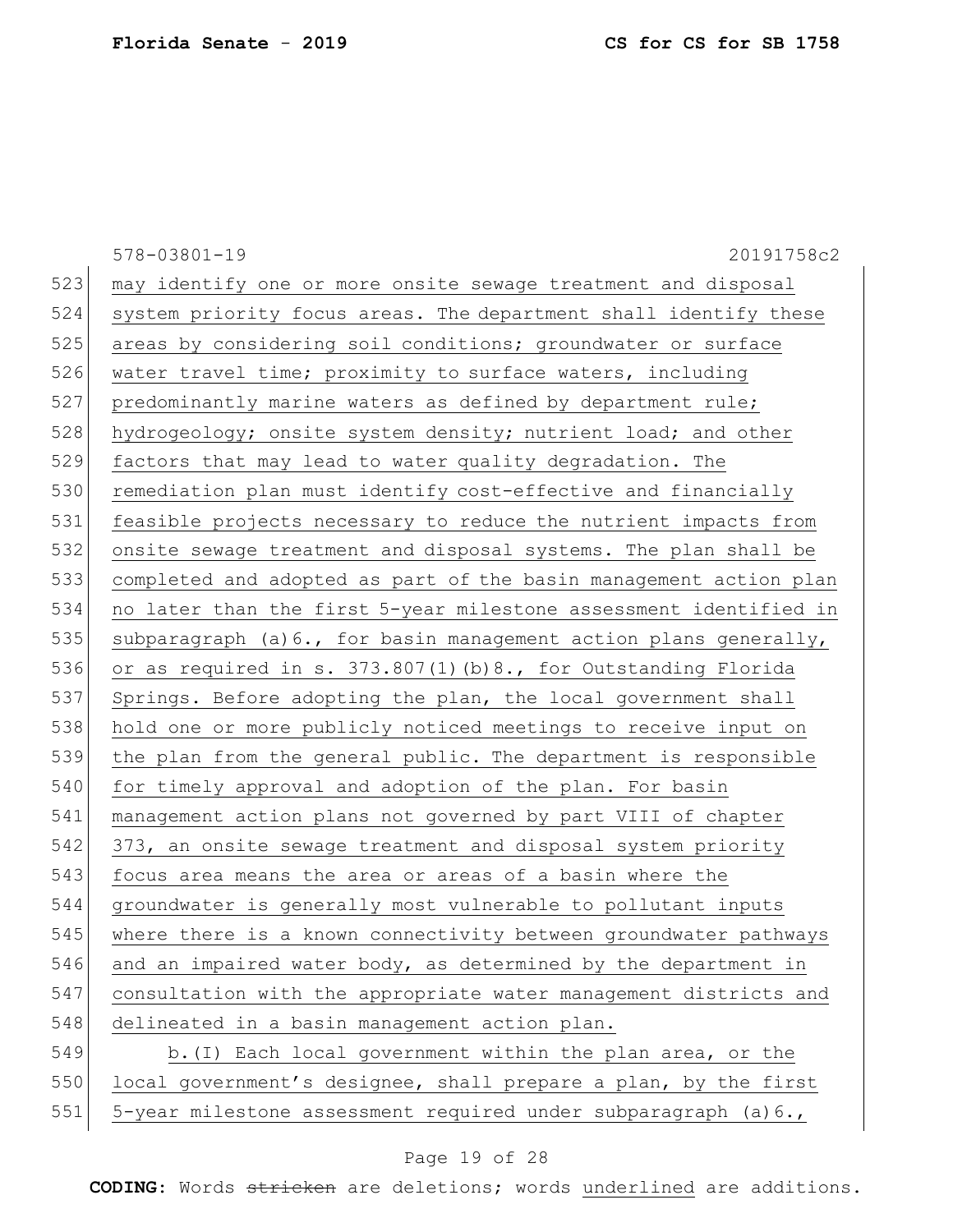may identify one or more onsite sewage treatment and disposal system priority focus areas. The department shall identify these areas by considering soil conditions; groundwater or surface water travel time; proximity to surface waters, including predominantly marine waters as defined by department rule; hydrogeology; onsite system density; nutrient load; and other factors that may lead to water quality degradation. The remediation plan must identify cost-effective and financially feasible projects necessary to reduce the nutrient impacts from onsite sewage treatment and disposal systems. The plan shall be completed and adopted as part of the basin management action plan no later than the first 5-year milestone assessment identified in subparagraph (a)6., for basin management action plans generally, or as required in s. 373.807(1)(b)8., for Outstanding Florida Springs. Before adopting the plan, the local government shall hold one or more publicly noticed meetings to receive input on the plan from the general public. The department is responsible for timely approval and adoption of the plan. For basin management action plans not governed by part VIII of chapter 373, an onsite sewage treatment and disposal system priority focus area means the area or areas of a basin where the groundwater is generally most vulnerable to pollutant inputs where there is a known connectivity between groundwater pathways and an impaired water body, as determined by the department in consultation with the appropriate water management districts and delineated in a basin management action plan.

b.(I) Each local government within the plan area, or the local government's designee, shall prepare a plan, by the first 5-year milestone assessment required under subparagraph (a)6.,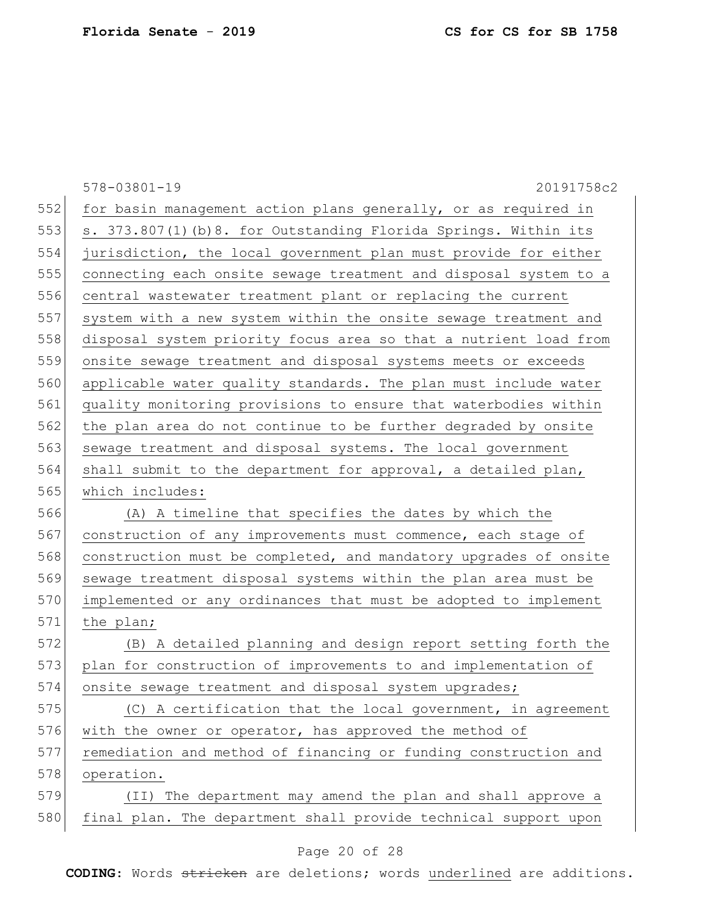for basin management action plans generally, or as required in s. 373.807(1)(b)8. for Outstanding Florida Springs. Within its jurisdiction, the local government plan must provide for either connecting each onsite sewage treatment and disposal system to a central wastewater treatment plant or replacing the current system with a new system within the onsite sewage treatment and disposal system priority focus area so that a nutrient load from onsite sewage treatment and disposal systems meets or exceeds applicable water quality standards. The plan must include water quality monitoring provisions to ensure that waterbodies within the plan area do not continue to be further degraded by onsite sewage treatment and disposal systems. The local government shall submit to the department for approval, a detailed plan, which includes:

(A) A timeline that specifies the dates by which the construction of any improvements must commence, each stage of construction must be completed, and mandatory upgrades of onsite sewage treatment disposal systems within the plan area must be implemented or any ordinances that must be adopted to implement the plan;

(B) A detailed planning and design report setting forth the plan for construction of improvements to and implementation of onsite sewage treatment and disposal system upgrades;

(C) A certification that the local government, in agreement with the owner or operator, has approved the method of remediation and method of financing or funding construction and operation.

(II) The department may amend the plan and shall approve a final plan. The department shall provide technical support upon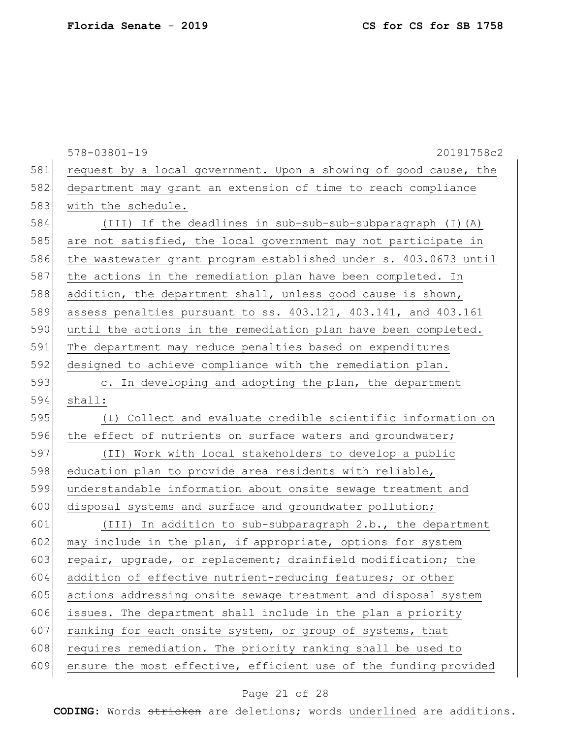request by a local government. Upon a showing of good cause, the department may grant an extension of time to reach compliance with the schedule.

(III) If the deadlines in sub-sub-sub-subparagraph (I)(A) are not satisfied, the local government may not participate in the wastewater grant program established under s. 403.0673 until the actions in the remediation plan have been completed. In addition, the department shall, unless good cause is shown, assess penalties pursuant to ss. 403.121, 403.141, and 403.161 until the actions in the remediation plan have been completed. The department may reduce penalties based on expenditures designed to achieve compliance with the remediation plan.

c. In developing and adopting the plan, the department shall:

(I) Collect and evaluate credible scientific information on the effect of nutrients on surface waters and groundwater;

(II) Work with local stakeholders to develop a public education plan to provide area residents with reliable, understandable information about onsite sewage treatment and disposal systems and surface and groundwater pollution;

(III) In addition to sub-subparagraph 2.b., the department may include in the plan, if appropriate, options for system repair, upgrade, or replacement; drainfield modification; the addition of effective nutrient-reducing features; or other actions addressing onsite sewage treatment and disposal system issues. The department shall include in the plan a priority ranking for each onsite system, or group of systems, that requires remediation. The priority ranking shall be used to ensure the most effective, efficient use of the funding provided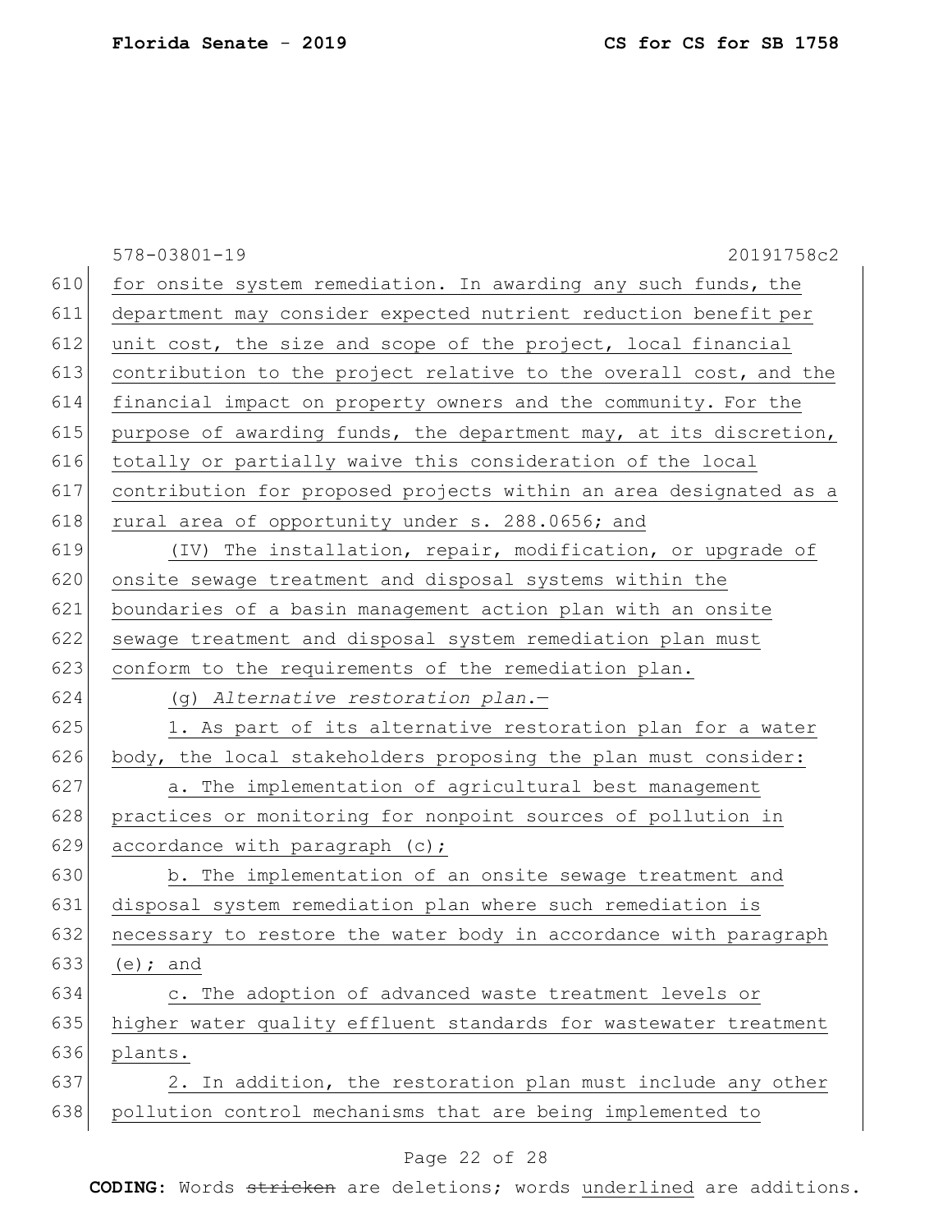for onsite system remediation. In awarding any such funds, the department may consider expected nutrient reduction benefit per unit cost, the size and scope of the project, local financial contribution to the project relative to the overall cost, and the financial impact on property owners and the community. For the purpose of awarding funds, the department may, at its discretion, totally or partially waive this consideration of the local contribution for proposed projects within an area designated as a rural area of opportunity under s. 288.0656; and

(IV) The installation, repair, modification, or upgrade of onsite sewage treatment and disposal systems within the boundaries of a basin management action plan with an onsite sewage treatment and disposal system remediation plan must conform to the requirements of the remediation plan.

(g) *Alternative restoration plan.*—

1. As part of its alternative restoration plan for a water body, the local stakeholders proposing the plan must consider:

a. The implementation of agricultural best management practices or monitoring for nonpoint sources of pollution in accordance with paragraph (c);

b. The implementation of an onsite sewage treatment and disposal system remediation plan where such remediation is necessary to restore the water body in accordance with paragraph (e); and

c. The adoption of advanced waste treatment levels or higher water quality effluent standards for wastewater treatment plants.

2. In addition, the restoration plan must include any other pollution control mechanisms that are being implemented to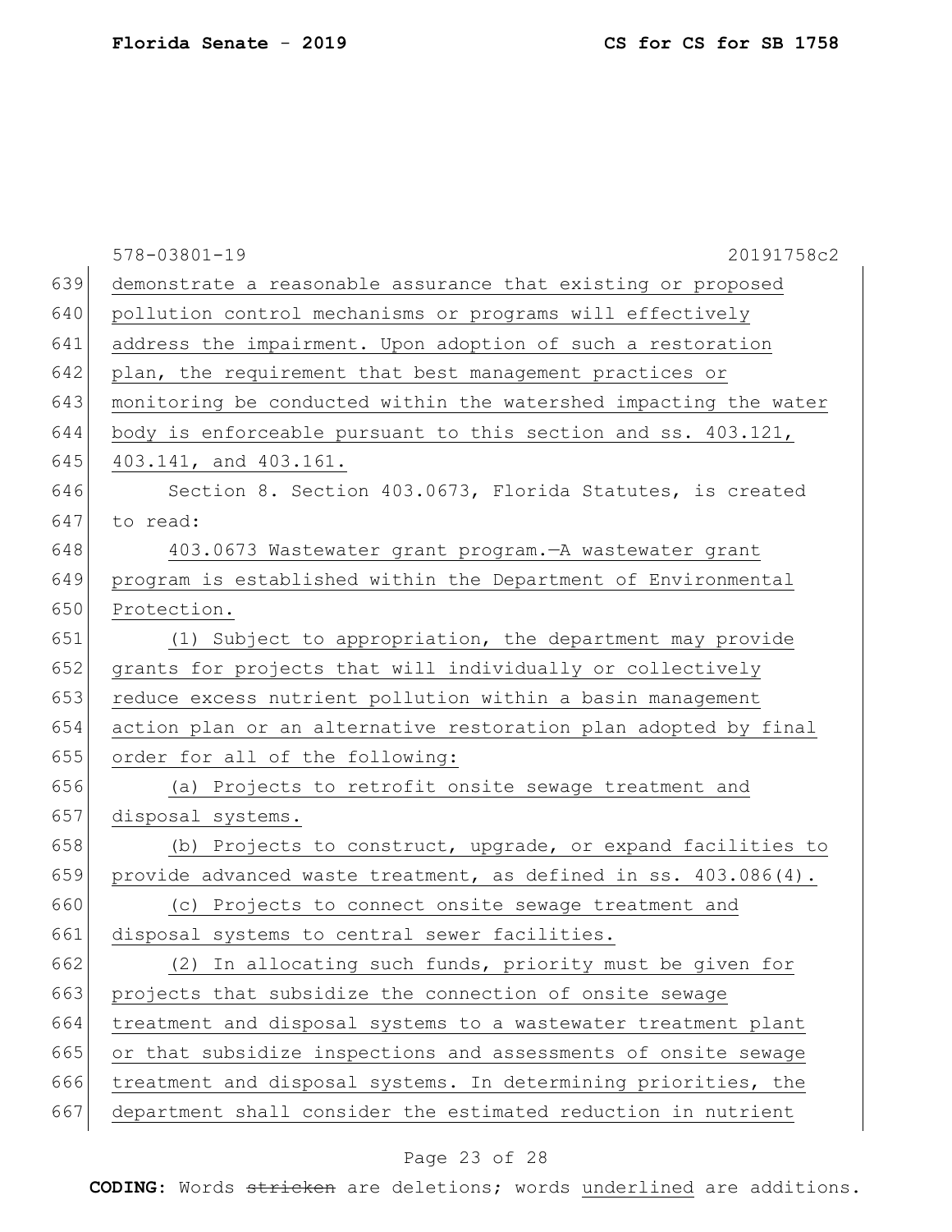demonstrate a reasonable assurance that existing or proposed pollution control mechanisms or programs will effectively address the impairment. Upon adoption of such a restoration plan, the requirement that best management practices or monitoring be conducted within the watershed impacting the water body is enforceable pursuant to this section and ss. 403.121, 403.141, and 403.161.

Section 8. Section 403.0673, Florida Statutes, is created to read:

403.0673 Wastewater grant program.—A wastewater grant program is established within the Department of Environmental Protection.

(1) Subject to appropriation, the department may provide grants for projects that will individually or collectively reduce excess nutrient pollution within a basin management action plan or an alternative restoration plan adopted by final order for all of the following:

(a) Projects to retrofit onsite sewage treatment and disposal systems.

(b) Projects to construct, upgrade, or expand facilities to provide advanced waste treatment, as defined in ss. 403.086(4).

(c) Projects to connect onsite sewage treatment and disposal systems to central sewer facilities.

(2) In allocating such funds, priority must be given for projects that subsidize the connection of onsite sewage treatment and disposal systems to a wastewater treatment plant or that subsidize inspections and assessments of onsite sewage treatment and disposal systems. In determining priorities, the department shall consider the estimated reduction in nutrient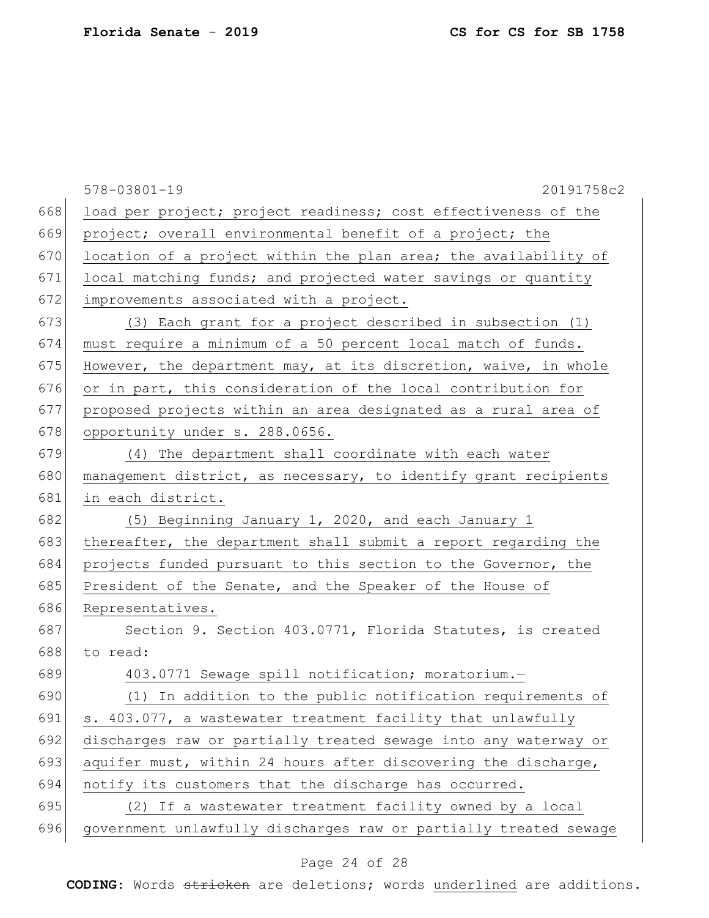load per project; project readiness; cost effectiveness of the project; overall environmental benefit of a project; the location of a project within the plan area; the availability of local matching funds; and projected water savings or quantity improvements associated with a project.

(3) Each grant for a project described in subsection (1) must require a minimum of a 50 percent local match of funds. However, the department may, at its discretion, waive, in whole or in part, this consideration of the local contribution for proposed projects within an area designated as a rural area of opportunity under s. 288.0656.

(4) The department shall coordinate with each water management district, as necessary, to identify grant recipients in each district.

(5) Beginning January 1, 2020, and each January 1 thereafter, the department shall submit a report regarding the projects funded pursuant to this section to the Governor, the President of the Senate, and the Speaker of the House of Representatives.

Section 9. Section 403.0771, Florida Statutes, is created to read:

403.0771 Sewage spill notification; moratorium.—

(1) In addition to the public notification requirements of s. 403.077, a wastewater treatment facility that unlawfully discharges raw or partially treated sewage into any waterway or aquifer must, within 24 hours after discovering the discharge, notify its customers that the discharge has occurred.

(2) If a wastewater treatment facility owned by a local government unlawfully discharges raw or partially treated sewage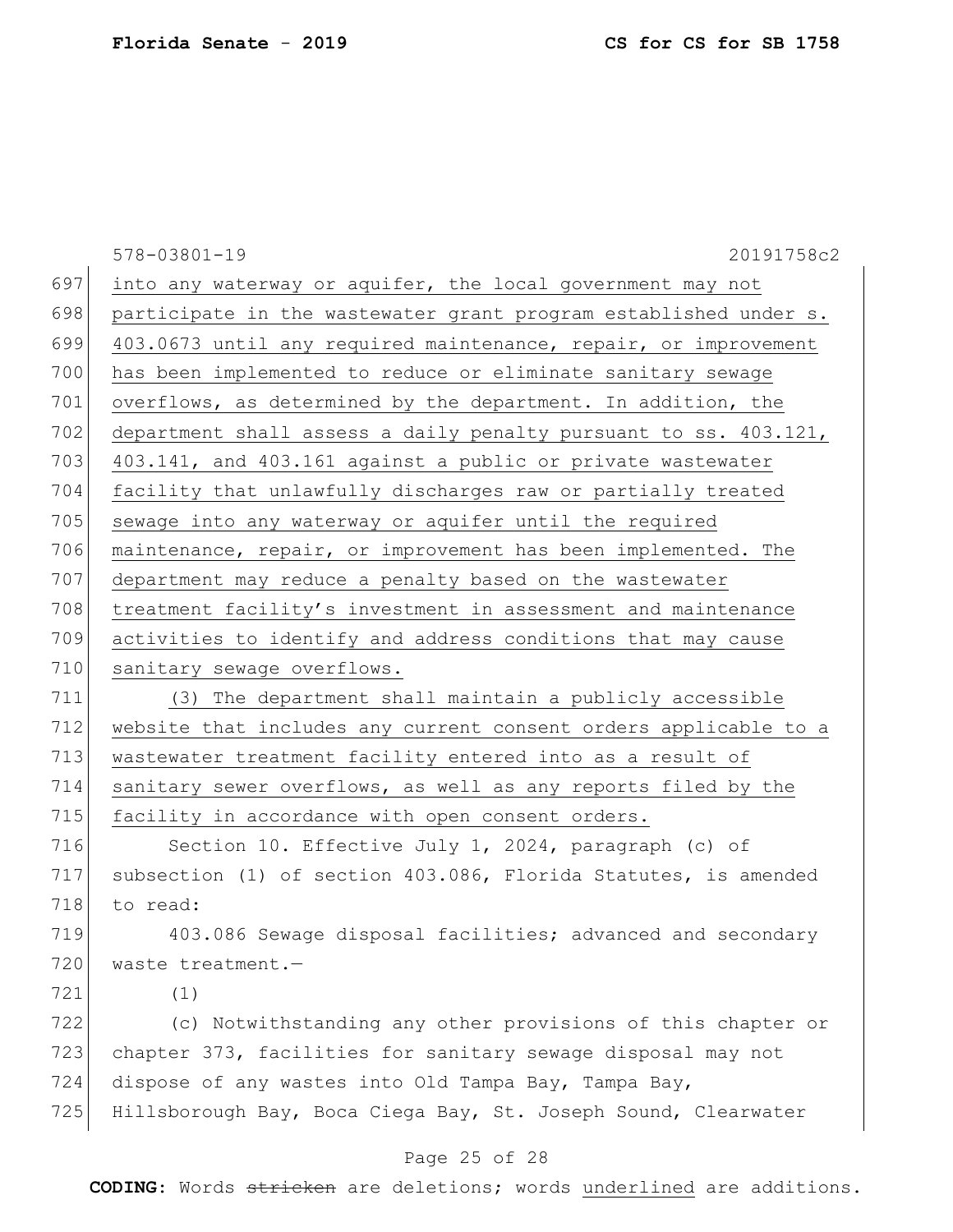into any waterway or aquifer, the local government may not participate in the wastewater grant program established under s. 403.0673 until any required maintenance, repair, or improvement has been implemented to reduce or eliminate sanitary sewage overflows, as determined by the department. In addition, the department shall assess a daily penalty pursuant to ss. 403.121, 403.141, and 403.161 against a public or private wastewater facility that unlawfully discharges raw or partially treated sewage into any waterway or aquifer until the required maintenance, repair, or improvement has been implemented. The department may reduce a penalty based on the wastewater treatment facility's investment in assessment and maintenance activities to identify and address conditions that may cause sanitary sewage overflows.

(3) The department shall maintain a publicly accessible website that includes any current consent orders applicable to a wastewater treatment facility entered into as a result of sanitary sewer overflows, as well as any reports filed by the facility in accordance with open consent orders.

Section 10. Effective July 1, 2024, paragraph (c) of subsection (1) of section 403.086, Florida Statutes, is amended to read:

403.086 Sewage disposal facilities; advanced and secondary waste treatment.—

(1)

(c) Notwithstanding any other provisions of this chapter or chapter 373, facilities for sanitary sewage disposal may not dispose of any wastes into Old Tampa Bay, Tampa Bay, Hillsborough Bay, Boca Ciega Bay, St. Joseph Sound, Clearwater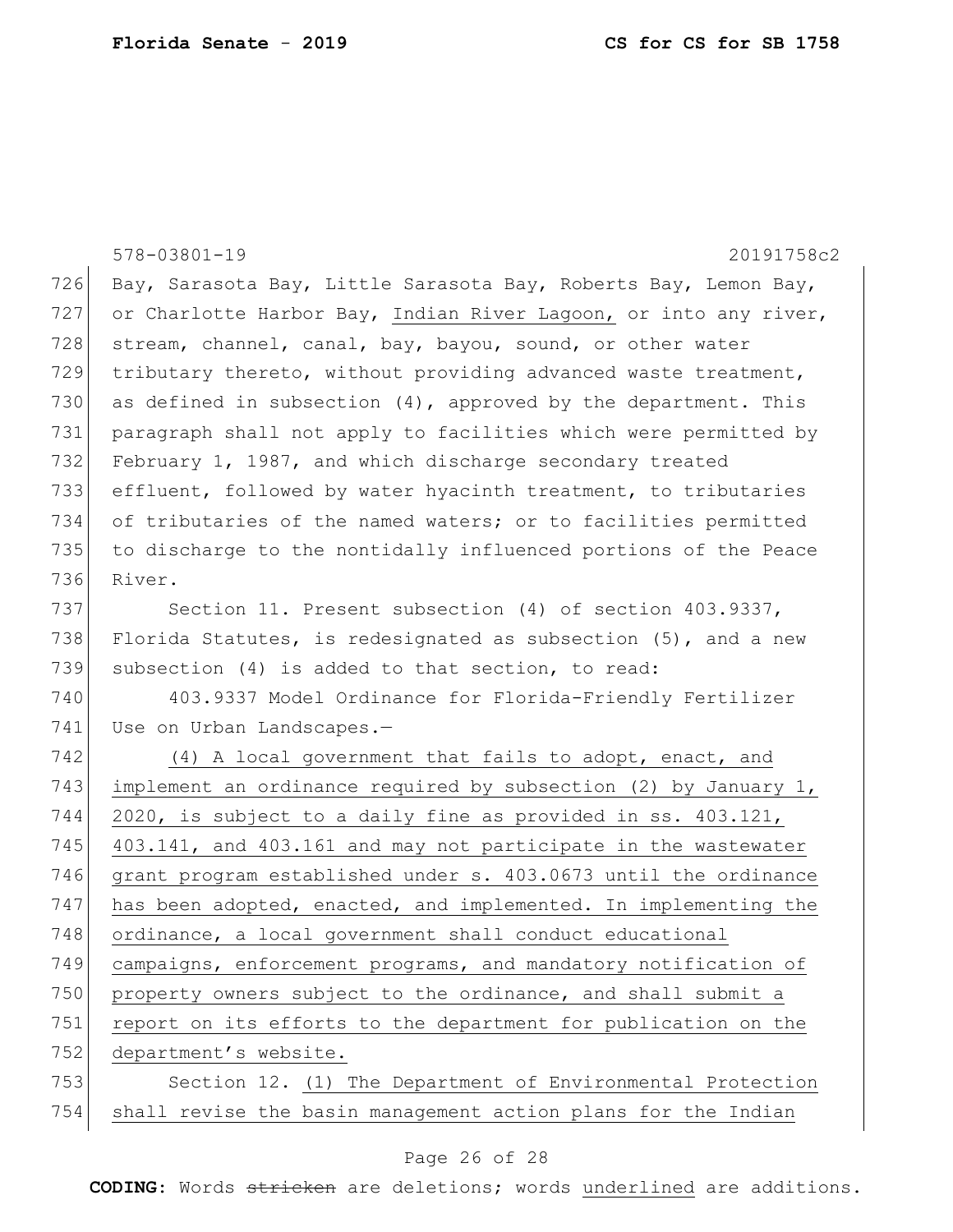Bay, Sarasota Bay, Little Sarasota Bay, Roberts Bay, Lemon Bay, or Charlotte Harbor Bay, <u>Indian River Lagoon,</u> or into any river, stream, channel, canal, bay, bayou, sound, or other water tributary thereto, without providing advanced waste treatment, as defined in subsection (4), approved by the department. This paragraph shall not apply to facilities which were permitted by February 1, 1987, and which discharge secondary treated effluent, followed by water hyacinth treatment, to tributaries of tributaries of the named waters; or to facilities permitted to discharge to the nontidally influenced portions of the Peace River.

Section 11. Present subsection (4) of section 403.9337, Florida Statutes, is redesignated as subsection (5), and a new subsection (4) is added to that section, to read:

403.9337 Model Ordinance for Florida-Friendly Fertilizer Use on Urban Landscapes.—

<u>(4) A local government that fails to adopt, enact, and implement an ordinance required by subsection (2) by January 1, 2020, is subject to a daily fine as provided in ss. 403.121, 403.141, and 403.161 and may not participate in the wastewater grant program established under s. 403.0673 until the ordinance has been adopted, enacted, and implemented. In implementing the ordinance, a local government shall conduct educational campaigns, enforcement programs, and mandatory notification of property owners subject to the ordinance, and shall submit a report on its efforts to the department for publication on the department's website.</u>

Section 12. <u>(1) The Department of Environmental Protection shall revise the basin management action plans for the Indian</u>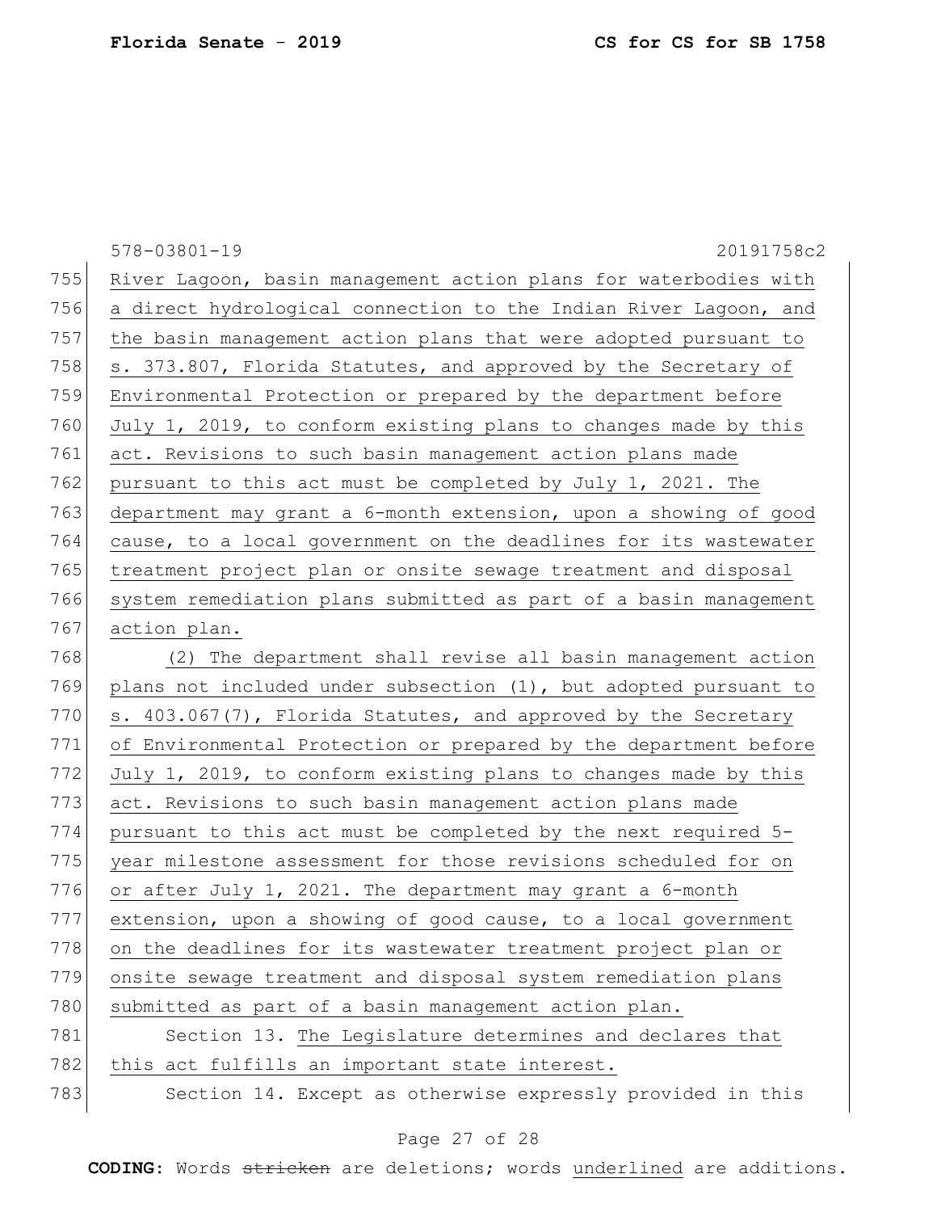River Lagoon, basin management action plans for waterbodies with a direct hydrological connection to the Indian River Lagoon, and the basin management action plans that were adopted pursuant to s. 373.807, Florida Statutes, and approved by the Secretary of Environmental Protection or prepared by the department before July 1, 2019, to conform existing plans to changes made by this act. Revisions to such basin management action plans made pursuant to this act must be completed by July 1, 2021. The department may grant a 6-month extension, upon a showing of good cause, to a local government on the deadlines for its wastewater treatment project plan or onsite sewage treatment and disposal system remediation plans submitted as part of a basin management action plan.

(2) The department shall revise all basin management action plans not included under subsection (1), but adopted pursuant to s. 403.067(7), Florida Statutes, and approved by the Secretary of Environmental Protection or prepared by the department before July 1, 2019, to conform existing plans to changes made by this act. Revisions to such basin management action plans made pursuant to this act must be completed by the next required 5-year milestone assessment for those revisions scheduled for on or after July 1, 2021. The department may grant a 6-month extension, upon a showing of good cause, to a local government on the deadlines for its wastewater treatment project plan or onsite sewage treatment and disposal system remediation plans submitted as part of a basin management action plan.

Section 13. The Legislature determines and declares that this act fulfills an important state interest.

Section 14. Except as otherwise expressly provided in this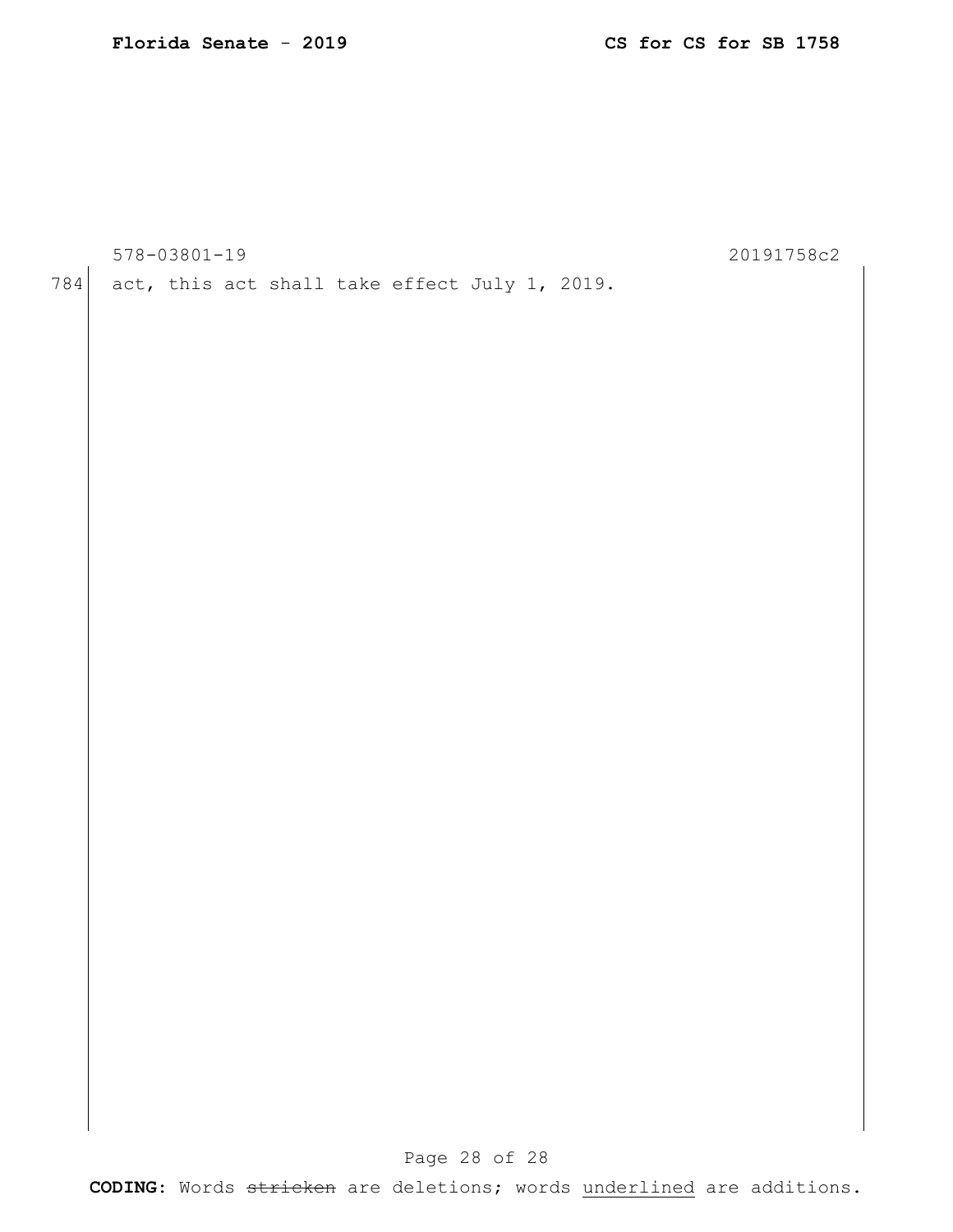784 act, this act shall take effect July 1, 2019.